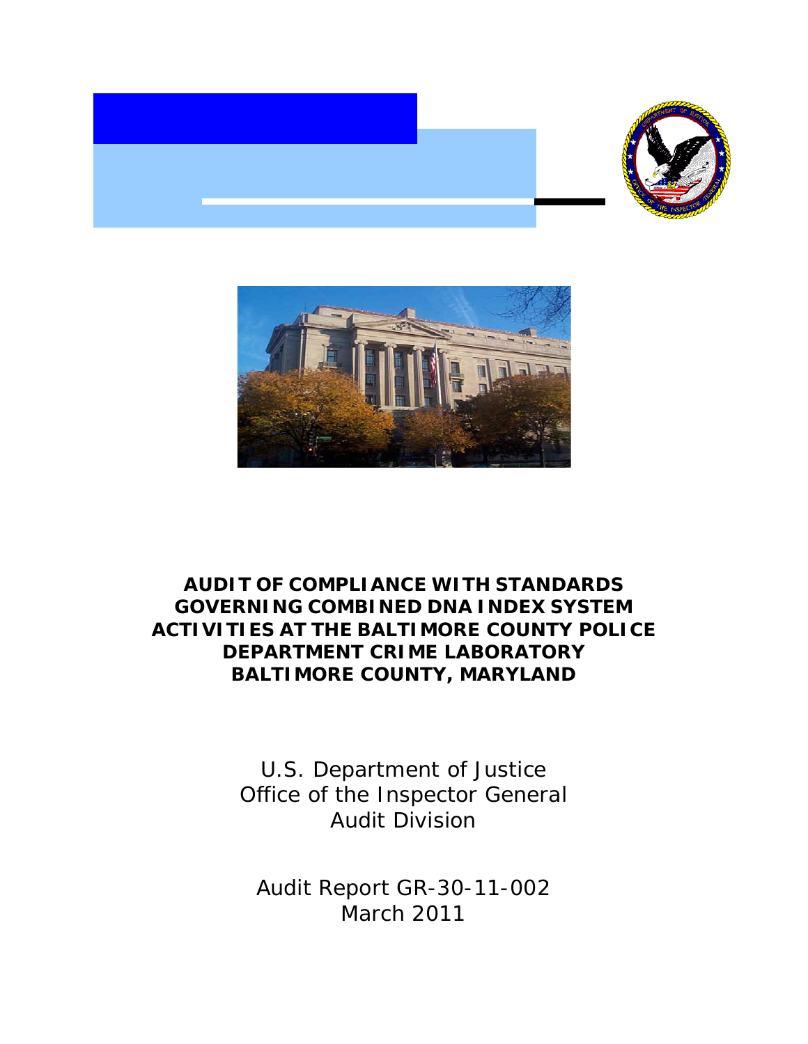# AUDIT OF COMPLIANCE WITH STANDARDS GOVERNING COMBINED DNA INDEX SYSTEM ACTIVITIES AT THE BALTIMORE COUNTY POLICE DEPARTMENT CRIME LABORATORY BALTIMORE COUNTY, MARYLAND

U.S. Department of Justice
Office of the Inspector General
Audit Division

Audit Report GR-30-11-002
March 2011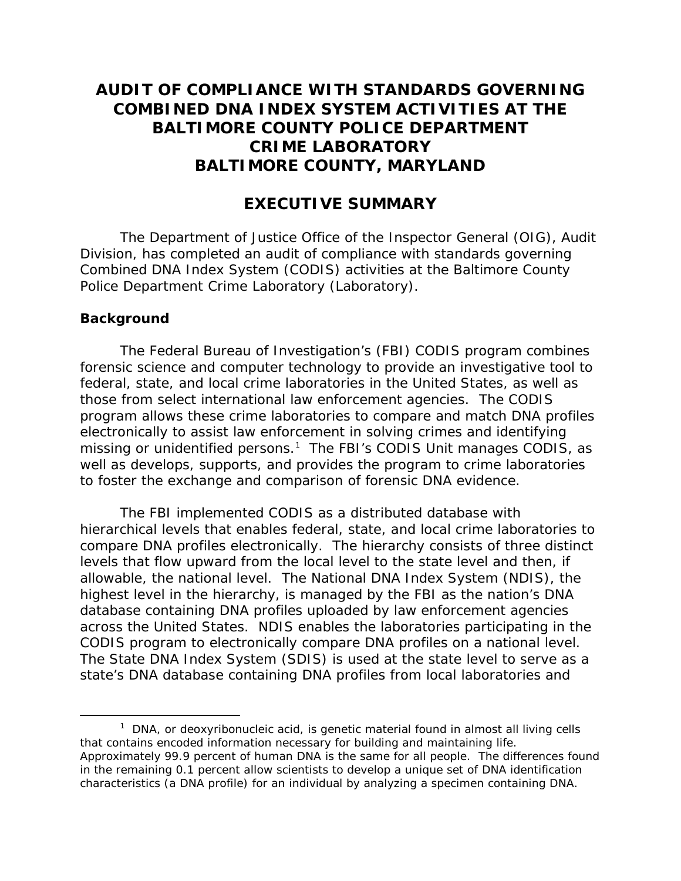# AUDIT OF COMPLIANCE WITH STANDARDS GOVERNING COMBINED DNA INDEX SYSTEM ACTIVITIES AT THE BALTIMORE COUNTY POLICE DEPARTMENT CRIME LABORATORY BALTIMORE COUNTY, MARYLAND

## EXECUTIVE SUMMARY

The Department of Justice Office of the Inspector General (OIG), Audit Division, has completed an audit of compliance with standards governing Combined DNA Index System (CODIS) activities at the Baltimore County Police Department Crime Laboratory (Laboratory).

### Background

The Federal Bureau of Investigation's (FBI) CODIS program combines forensic science and computer technology to provide an investigative tool to federal, state, and local crime laboratories in the United States, as well as those from select international law enforcement agencies. The CODIS program allows these crime laboratories to compare and match DNA profiles electronically to assist law enforcement in solving crimes and identifying missing or unidentified persons.[1] The FBI's CODIS Unit manages CODIS, as well as develops, supports, and provides the program to crime laboratories to foster the exchange and comparison of forensic DNA evidence.

The FBI implemented CODIS as a distributed database with hierarchical levels that enables federal, state, and local crime laboratories to compare DNA profiles electronically. The hierarchy consists of three distinct levels that flow upward from the local level to the state level and then, if allowable, the national level. The National DNA Index System (NDIS), the highest level in the hierarchy, is managed by the FBI as the nation's DNA database containing DNA profiles uploaded by law enforcement agencies across the United States. NDIS enables the laboratories participating in the CODIS program to electronically compare DNA profiles on a national level. The State DNA Index System (SDIS) is used at the state level to serve as a state's DNA database containing DNA profiles from local laboratories and

[1] DNA, or deoxyribonucleic acid, is genetic material found in almost all living cells that contains encoded information necessary for building and maintaining life. Approximately 99.9 percent of human DNA is the same for all people. The differences found in the remaining 0.1 percent allow scientists to develop a unique set of DNA identification characteristics (a DNA profile) for an individual by analyzing a specimen containing DNA.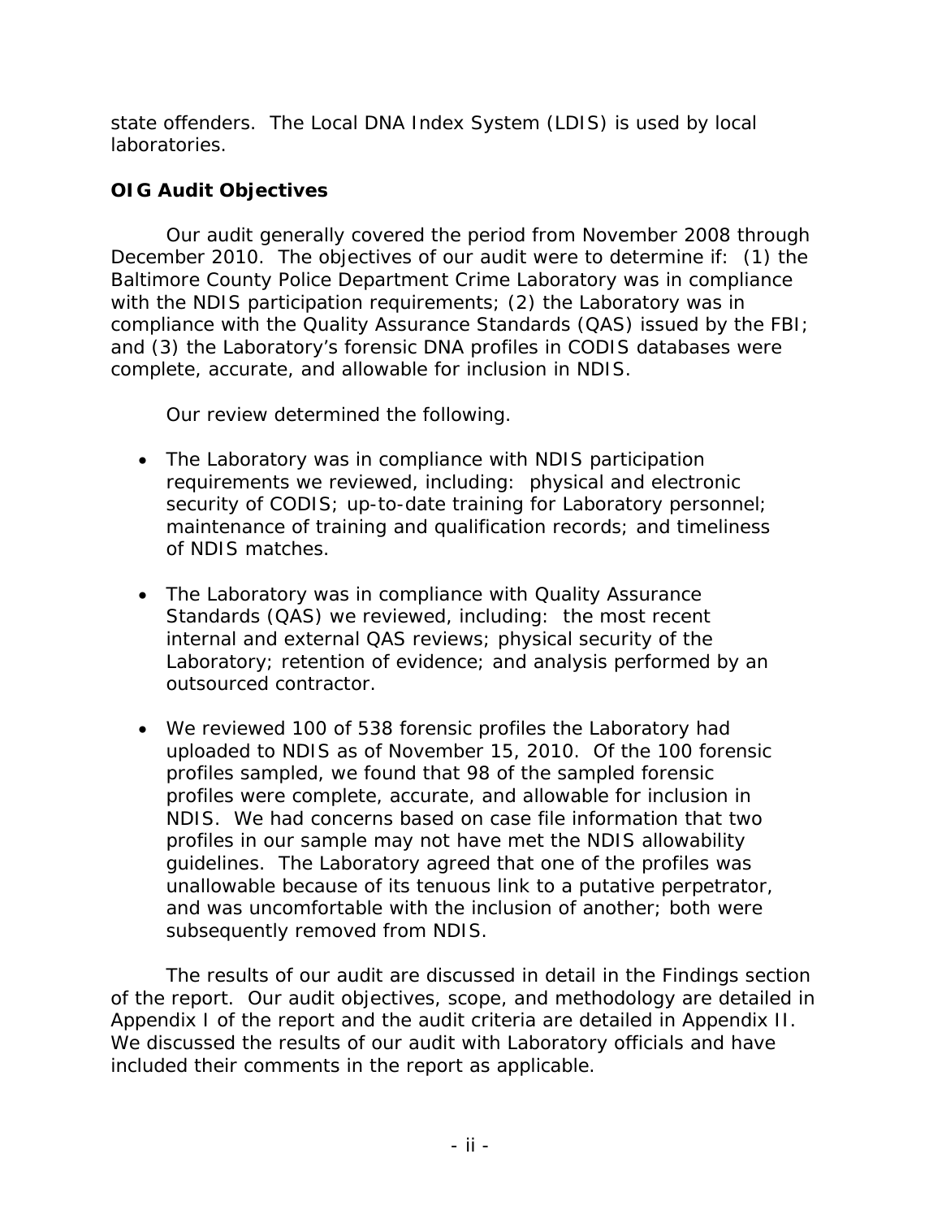state offenders. The Local DNA Index System (LDIS) is used by local laboratories.

**OIG Audit Objectives**

Our audit generally covered the period from November 2008 through December 2010. The objectives of our audit were to determine if: (1) the Baltimore County Police Department Crime Laboratory was in compliance with the NDIS participation requirements; (2) the Laboratory was in compliance with the Quality Assurance Standards (QAS) issued by the FBI; and (3) the Laboratory's forensic DNA profiles in CODIS databases were complete, accurate, and allowable for inclusion in NDIS.

Our review determined the following.

- The Laboratory was in compliance with NDIS participation requirements we reviewed, including: physical and electronic security of CODIS; up-to-date training for Laboratory personnel; maintenance of training and qualification records; and timeliness of NDIS matches.
- The Laboratory was in compliance with Quality Assurance Standards (QAS) we reviewed, including: the most recent internal and external QAS reviews; physical security of the Laboratory; retention of evidence; and analysis performed by an outsourced contractor.
- We reviewed 100 of 538 forensic profiles the Laboratory had uploaded to NDIS as of November 15, 2010. Of the 100 forensic profiles sampled, we found that 98 of the sampled forensic profiles were complete, accurate, and allowable for inclusion in NDIS. We had concerns based on case file information that two profiles in our sample may not have met the NDIS allowability guidelines. The Laboratory agreed that one of the profiles was unallowable because of its tenuous link to a putative perpetrator, and was uncomfortable with the inclusion of another; both were subsequently removed from NDIS.

The results of our audit are discussed in detail in the Findings section of the report. Our audit objectives, scope, and methodology are detailed in Appendix I of the report and the audit criteria are detailed in Appendix II. We discussed the results of our audit with Laboratory officials and have included their comments in the report as applicable.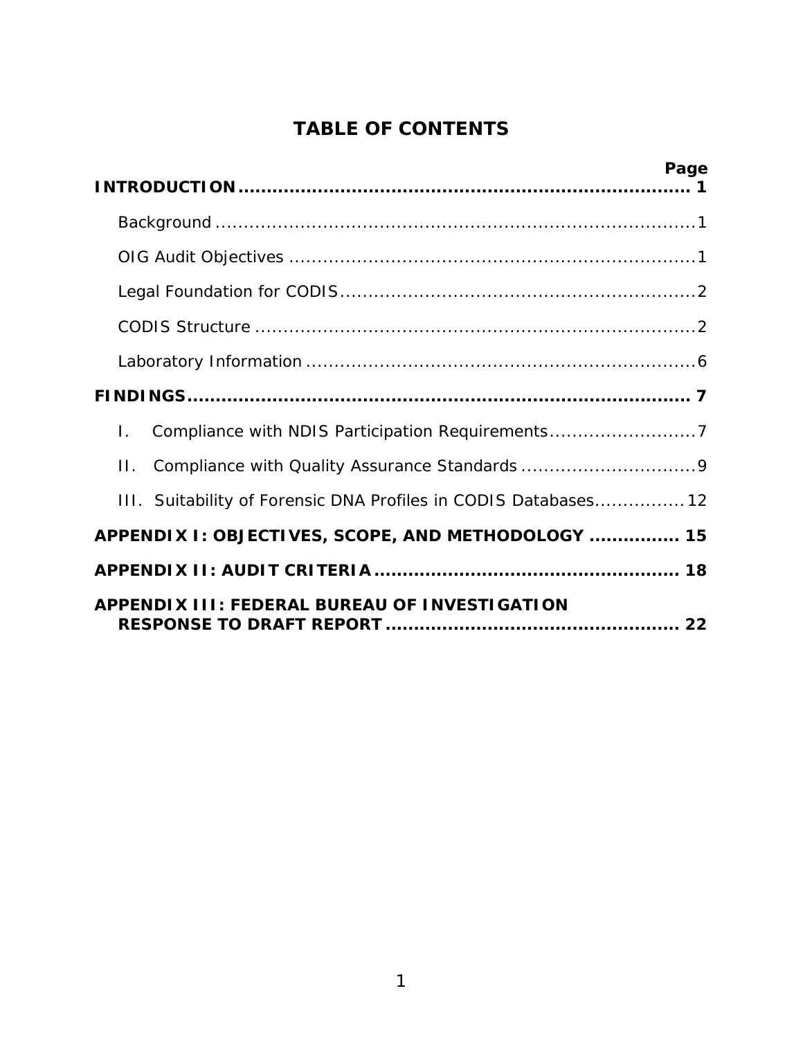# TABLE OF CONTENTS

| | Page |
|---|---|
| **INTRODUCTION** | **1** |
| Background | 1 |
| OIG Audit Objectives | 1 |
| Legal Foundation for CODIS | 2 |
| CODIS Structure | 2 |
| Laboratory Information | 6 |
| **FINDINGS** | **7** |
| I. Compliance with NDIS Participation Requirements | 7 |
| II. Compliance with Quality Assurance Standards | 9 |
| III. Suitability of Forensic DNA Profiles in CODIS Databases | 12 |
| **APPENDIX I: OBJECTIVES, SCOPE, AND METHODOLOGY** | **15** |
| **APPENDIX II: AUDIT CRITERIA** | **18** |
| **APPENDIX III: FEDERAL BUREAU OF INVESTIGATION RESPONSE TO DRAFT REPORT** | **22** |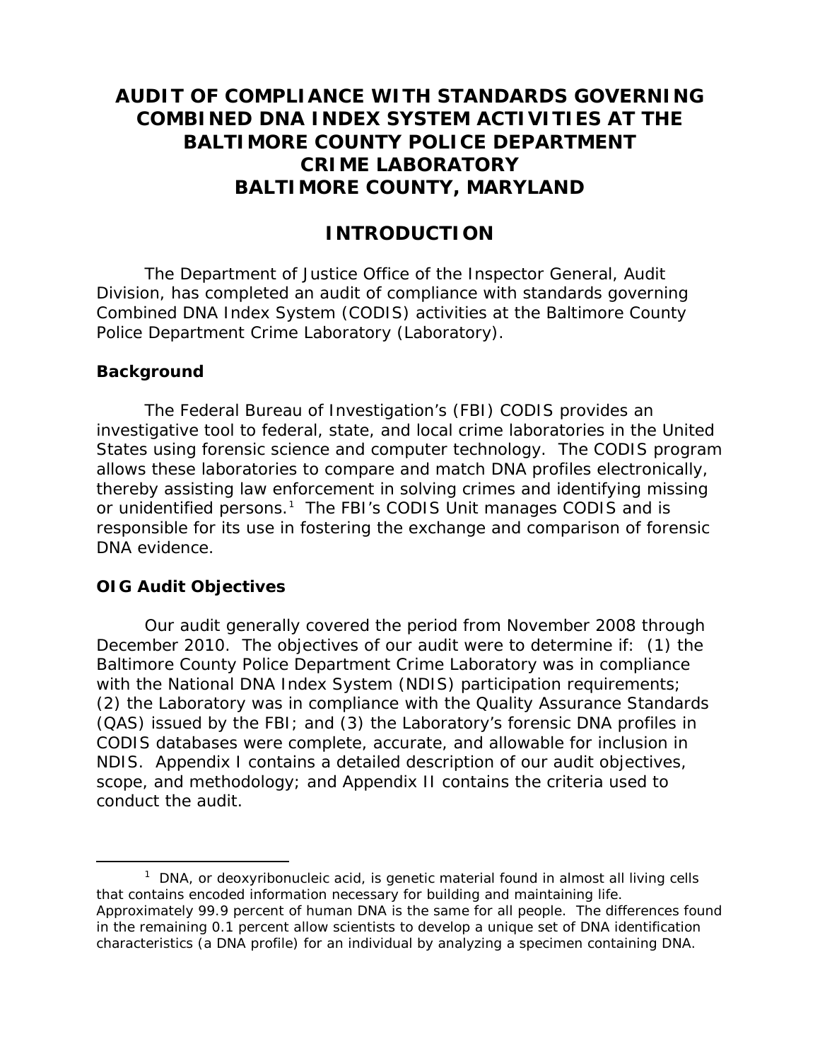# AUDIT OF COMPLIANCE WITH STANDARDS GOVERNING COMBINED DNA INDEX SYSTEM ACTIVITIES AT THE BALTIMORE COUNTY POLICE DEPARTMENT CRIME LABORATORY BALTIMORE COUNTY, MARYLAND

## INTRODUCTION

The Department of Justice Office of the Inspector General, Audit Division, has completed an audit of compliance with standards governing Combined DNA Index System (CODIS) activities at the Baltimore County Police Department Crime Laboratory (Laboratory).

### Background

The Federal Bureau of Investigation's (FBI) CODIS provides an investigative tool to federal, state, and local crime laboratories in the United States using forensic science and computer technology. The CODIS program allows these laboratories to compare and match DNA profiles electronically, thereby assisting law enforcement in solving crimes and identifying missing or unidentified persons.[1] The FBI's CODIS Unit manages CODIS and is responsible for its use in fostering the exchange and comparison of forensic DNA evidence.

### OIG Audit Objectives

Our audit generally covered the period from November 2008 through December 2010. The objectives of our audit were to determine if: (1) the Baltimore County Police Department Crime Laboratory was in compliance with the National DNA Index System (NDIS) participation requirements; (2) the Laboratory was in compliance with the Quality Assurance Standards (QAS) issued by the FBI; and (3) the Laboratory's forensic DNA profiles in CODIS databases were complete, accurate, and allowable for inclusion in NDIS. Appendix I contains a detailed description of our audit objectives, scope, and methodology; and Appendix II contains the criteria used to conduct the audit.

[1] DNA, or deoxyribonucleic acid, is genetic material found in almost all living cells that contains encoded information necessary for building and maintaining life. Approximately 99.9 percent of human DNA is the same for all people. The differences found in the remaining 0.1 percent allow scientists to develop a unique set of DNA identification characteristics (a DNA profile) for an individual by analyzing a specimen containing DNA.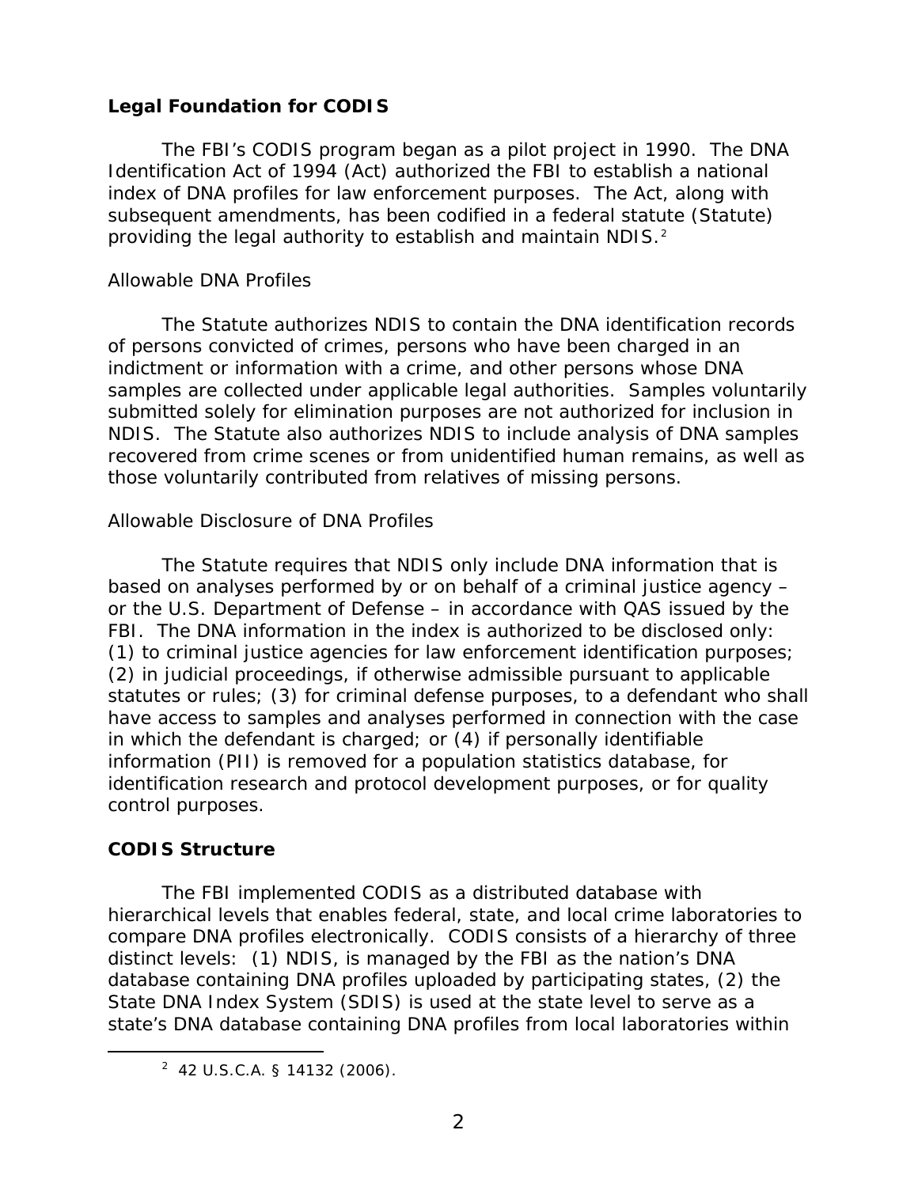## Legal Foundation for CODIS

The FBI's CODIS program began as a pilot project in 1990. The DNA Identification Act of 1994 (Act) authorized the FBI to establish a national index of DNA profiles for law enforcement purposes. The Act, along with subsequent amendments, has been codified in a federal statute (Statute) providing the legal authority to establish and maintain NDIS.[2]

### Allowable DNA Profiles

The Statute authorizes NDIS to contain the DNA identification records of persons convicted of crimes, persons who have been charged in an indictment or information with a crime, and other persons whose DNA samples are collected under applicable legal authorities. Samples voluntarily submitted solely for elimination purposes are not authorized for inclusion in NDIS. The Statute also authorizes NDIS to include analysis of DNA samples recovered from crime scenes or from unidentified human remains, as well as those voluntarily contributed from relatives of missing persons.

### Allowable Disclosure of DNA Profiles

The Statute requires that NDIS only include DNA information that is based on analyses performed by or on behalf of a criminal justice agency – or the U.S. Department of Defense – in accordance with QAS issued by the FBI. The DNA information in the index is authorized to be disclosed only: (1) to criminal justice agencies for law enforcement identification purposes; (2) in judicial proceedings, if otherwise admissible pursuant to applicable statutes or rules; (3) for criminal defense purposes, to a defendant who shall have access to samples and analyses performed in connection with the case in which the defendant is charged; or (4) if personally identifiable information (PII) is removed for a population statistics database, for identification research and protocol development purposes, or for quality control purposes.

## CODIS Structure

The FBI implemented CODIS as a distributed database with hierarchical levels that enables federal, state, and local crime laboratories to compare DNA profiles electronically. CODIS consists of a hierarchy of three distinct levels: (1) NDIS, is managed by the FBI as the nation's DNA database containing DNA profiles uploaded by participating states, (2) the State DNA Index System (SDIS) is used at the state level to serve as a state's DNA database containing DNA profiles from local laboratories within

[2] 42 U.S.C.A. § 14132 (2006).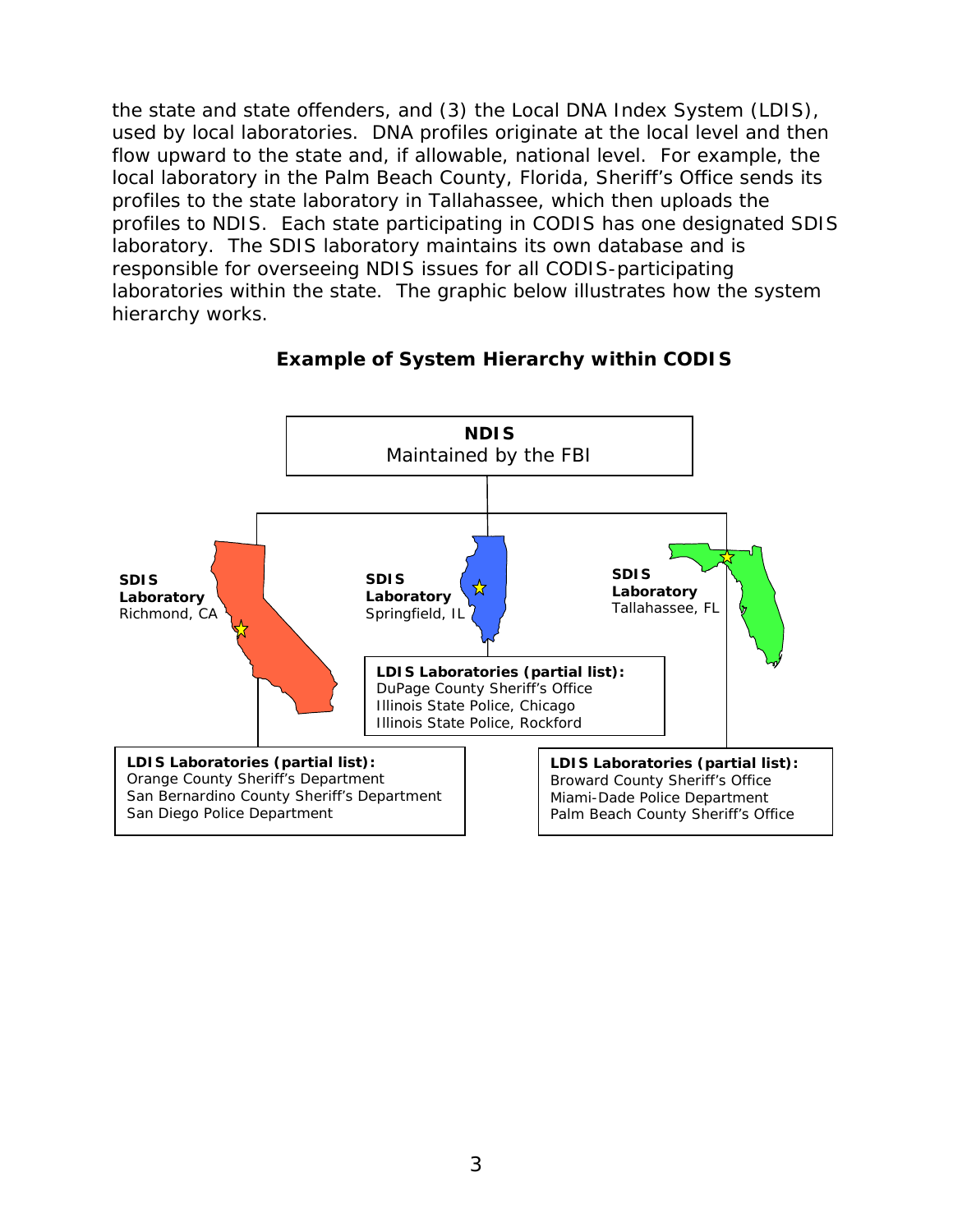the state and state offenders, and (3) the Local DNA Index System (LDIS), used by local laboratories. DNA profiles originate at the local level and then flow upward to the state and, if allowable, national level. For example, the local laboratory in the Palm Beach County, Florida, Sheriff's Office sends its profiles to the state laboratory in Tallahassee, which then uploads the profiles to NDIS. Each state participating in CODIS has one designated SDIS laboratory. The SDIS laboratory maintains its own database and is responsible for overseeing NDIS issues for all CODIS-participating laboratories within the state. The graphic below illustrates how the system hierarchy works.

**Example of System Hierarchy within CODIS**

**NDIS**
Maintained by the FBI

**SDIS Laboratory**
Richmond, CA

**SDIS Laboratory**
Springfield, IL

**SDIS Laboratory**
Tallahassee, FL

**LDIS Laboratories (partial list):**
DuPage County Sheriff's Office
Illinois State Police, Chicago
Illinois State Police, Rockford

**LDIS Laboratories (partial list):**
Orange County Sheriff's Department
San Bernardino County Sheriff's Department
San Diego Police Department

**LDIS Laboratories (partial list):**
Broward County Sheriff's Office
Miami-Dade Police Department
Palm Beach County Sheriff's Office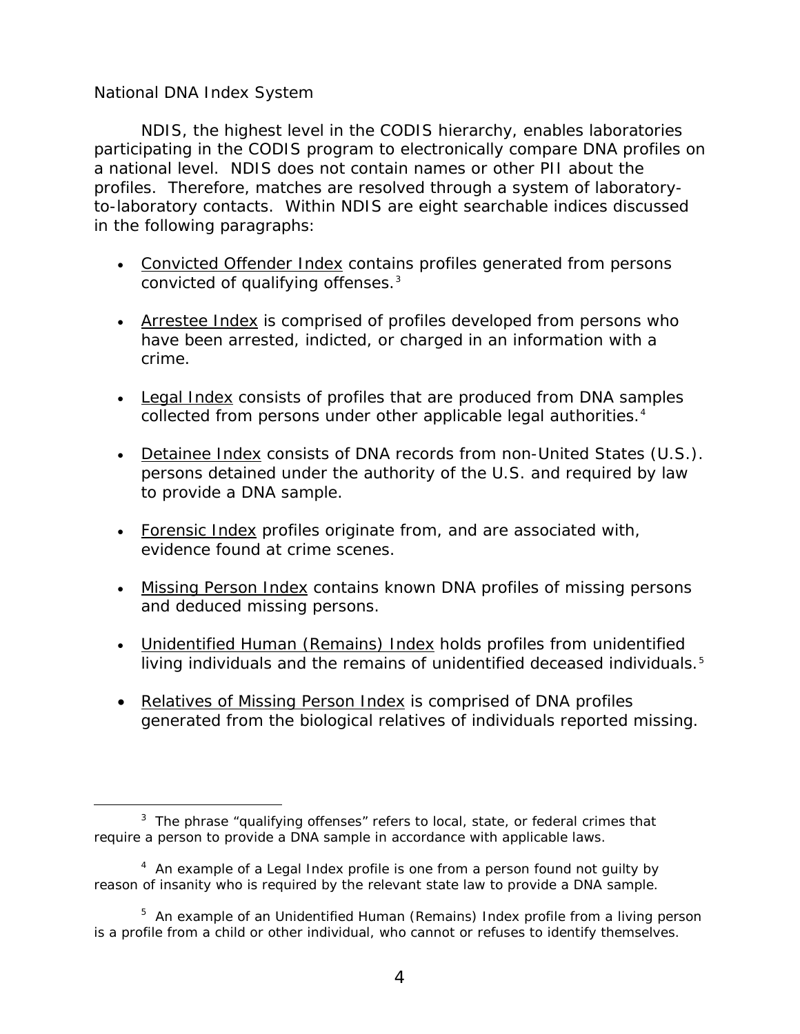National DNA Index System

NDIS, the highest level in the CODIS hierarchy, enables laboratories participating in the CODIS program to electronically compare DNA profiles on a national level. NDIS does not contain names or other PII about the profiles. Therefore, matches are resolved through a system of laboratory-to-laboratory contacts. Within NDIS are eight searchable indices discussed in the following paragraphs:

- Convicted Offender Index contains profiles generated from persons convicted of qualifying offenses.[3]

- Arrestee Index is comprised of profiles developed from persons who have been arrested, indicted, or charged in an information with a crime.

- Legal Index consists of profiles that are produced from DNA samples collected from persons under other applicable legal authorities.[4]

- Detainee Index consists of DNA records from non-United States (U.S.). persons detained under the authority of the U.S. and required by law to provide a DNA sample.

- Forensic Index profiles originate from, and are associated with, evidence found at crime scenes.

- Missing Person Index contains known DNA profiles of missing persons and deduced missing persons.

- Unidentified Human (Remains) Index holds profiles from unidentified living individuals and the remains of unidentified deceased individuals.[5]

- Relatives of Missing Person Index is comprised of DNA profiles generated from the biological relatives of individuals reported missing.

---

[3] The phrase "qualifying offenses" refers to local, state, or federal crimes that require a person to provide a DNA sample in accordance with applicable laws.

[4] An example of a Legal Index profile is one from a person found not guilty by reason of insanity who is required by the relevant state law to provide a DNA sample.

[5] An example of an Unidentified Human (Remains) Index profile from a living person is a profile from a child or other individual, who cannot or refuses to identify themselves.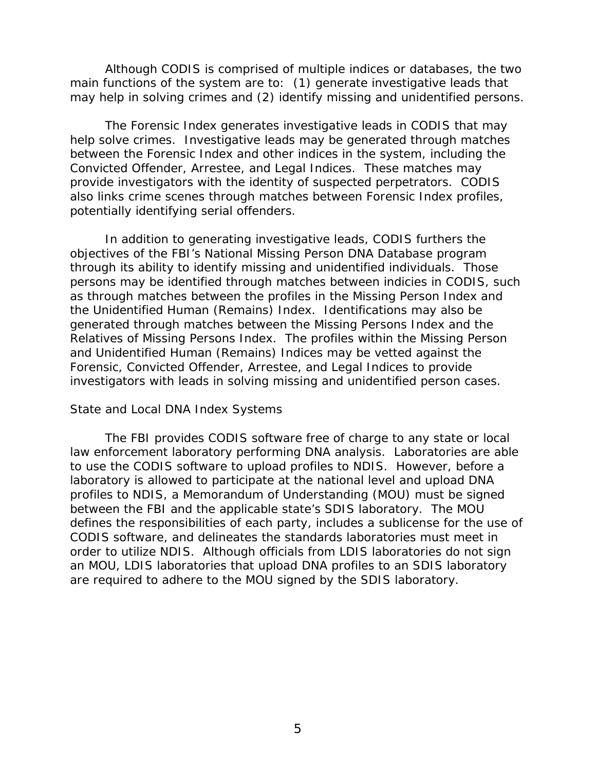Although CODIS is comprised of multiple indices or databases, the two main functions of the system are to: (1) generate investigative leads that may help in solving crimes and (2) identify missing and unidentified persons.

The Forensic Index generates investigative leads in CODIS that may help solve crimes. Investigative leads may be generated through matches between the Forensic Index and other indices in the system, including the Convicted Offender, Arrestee, and Legal Indices. These matches may provide investigators with the identity of suspected perpetrators. CODIS also links crime scenes through matches between Forensic Index profiles, potentially identifying serial offenders.

In addition to generating investigative leads, CODIS furthers the objectives of the FBI's National Missing Person DNA Database program through its ability to identify missing and unidentified individuals. Those persons may be identified through matches between indicies in CODIS, such as through matches between the profiles in the Missing Person Index and the Unidentified Human (Remains) Index. Identifications may also be generated through matches between the Missing Persons Index and the Relatives of Missing Persons Index. The profiles within the Missing Person and Unidentified Human (Remains) Indices may be vetted against the Forensic, Convicted Offender, Arrestee, and Legal Indices to provide investigators with leads in solving missing and unidentified person cases.

### State and Local DNA Index Systems

The FBI provides CODIS software free of charge to any state or local law enforcement laboratory performing DNA analysis. Laboratories are able to use the CODIS software to upload profiles to NDIS. However, before a laboratory is allowed to participate at the national level and upload DNA profiles to NDIS, a Memorandum of Understanding (MOU) must be signed between the FBI and the applicable state's SDIS laboratory. The MOU defines the responsibilities of each party, includes a sublicense for the use of CODIS software, and delineates the standards laboratories must meet in order to utilize NDIS. Although officials from LDIS laboratories do not sign an MOU, LDIS laboratories that upload DNA profiles to an SDIS laboratory are required to adhere to the MOU signed by the SDIS laboratory.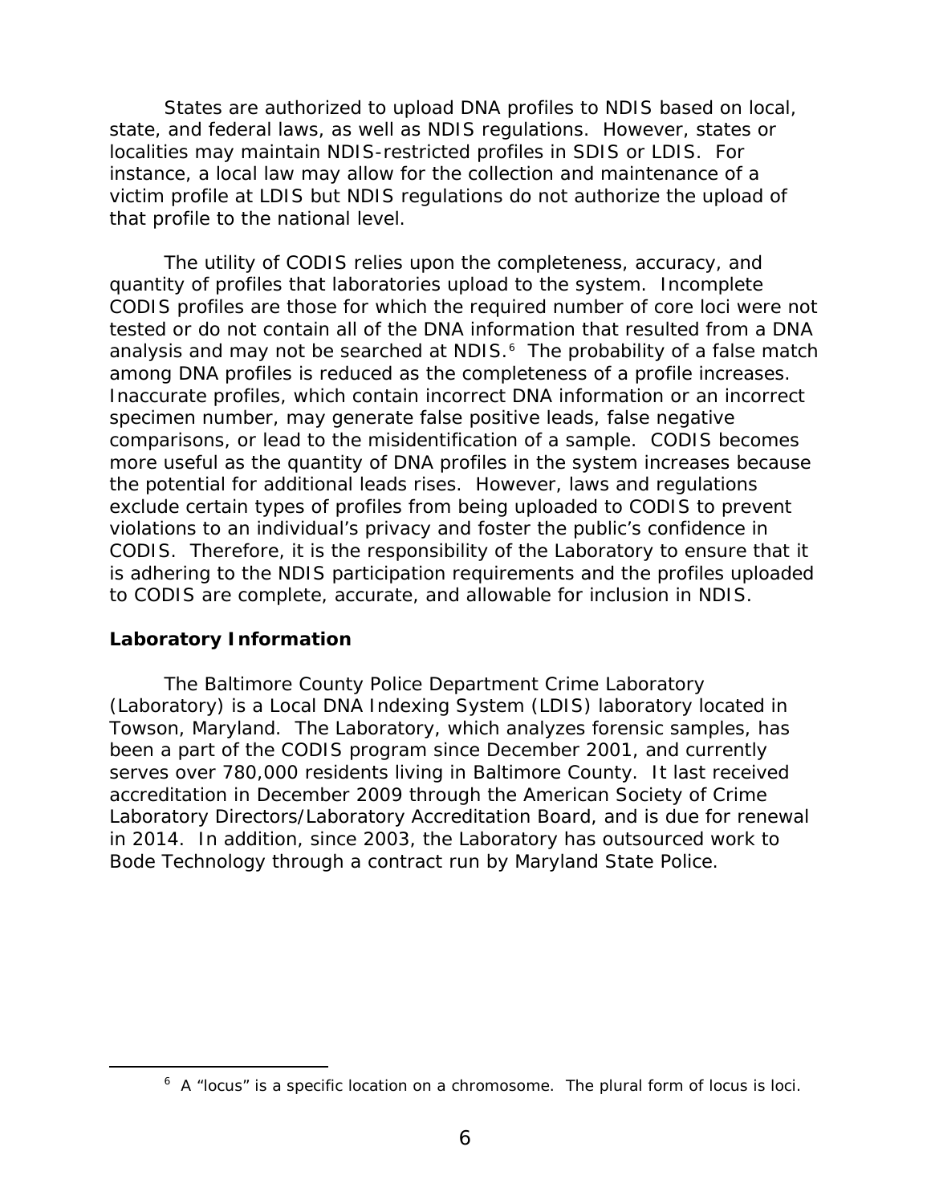States are authorized to upload DNA profiles to NDIS based on local, state, and federal laws, as well as NDIS regulations. However, states or localities may maintain NDIS-restricted profiles in SDIS or LDIS. For instance, a local law may allow for the collection and maintenance of a victim profile at LDIS but NDIS regulations do not authorize the upload of that profile to the national level.

The utility of CODIS relies upon the completeness, accuracy, and quantity of profiles that laboratories upload to the system. Incomplete CODIS profiles are those for which the required number of core loci were not tested or do not contain all of the DNA information that resulted from a DNA analysis and may not be searched at NDIS.[6] The probability of a false match among DNA profiles is reduced as the completeness of a profile increases. Inaccurate profiles, which contain incorrect DNA information or an incorrect specimen number, may generate false positive leads, false negative comparisons, or lead to the misidentification of a sample. CODIS becomes more useful as the quantity of DNA profiles in the system increases because the potential for additional leads rises. However, laws and regulations exclude certain types of profiles from being uploaded to CODIS to prevent violations to an individual's privacy and foster the public's confidence in CODIS. Therefore, it is the responsibility of the Laboratory to ensure that it is adhering to the NDIS participation requirements and the profiles uploaded to CODIS are complete, accurate, and allowable for inclusion in NDIS.

**Laboratory Information**

The Baltimore County Police Department Crime Laboratory (Laboratory) is a Local DNA Indexing System (LDIS) laboratory located in Towson, Maryland. The Laboratory, which analyzes forensic samples, has been a part of the CODIS program since December 2001, and currently serves over 780,000 residents living in Baltimore County. It last received accreditation in December 2009 through the American Society of Crime Laboratory Directors/Laboratory Accreditation Board, and is due for renewal in 2014. In addition, since 2003, the Laboratory has outsourced work to Bode Technology through a contract run by Maryland State Police.

[6] A "locus" is a specific location on a chromosome. The plural form of locus is loci.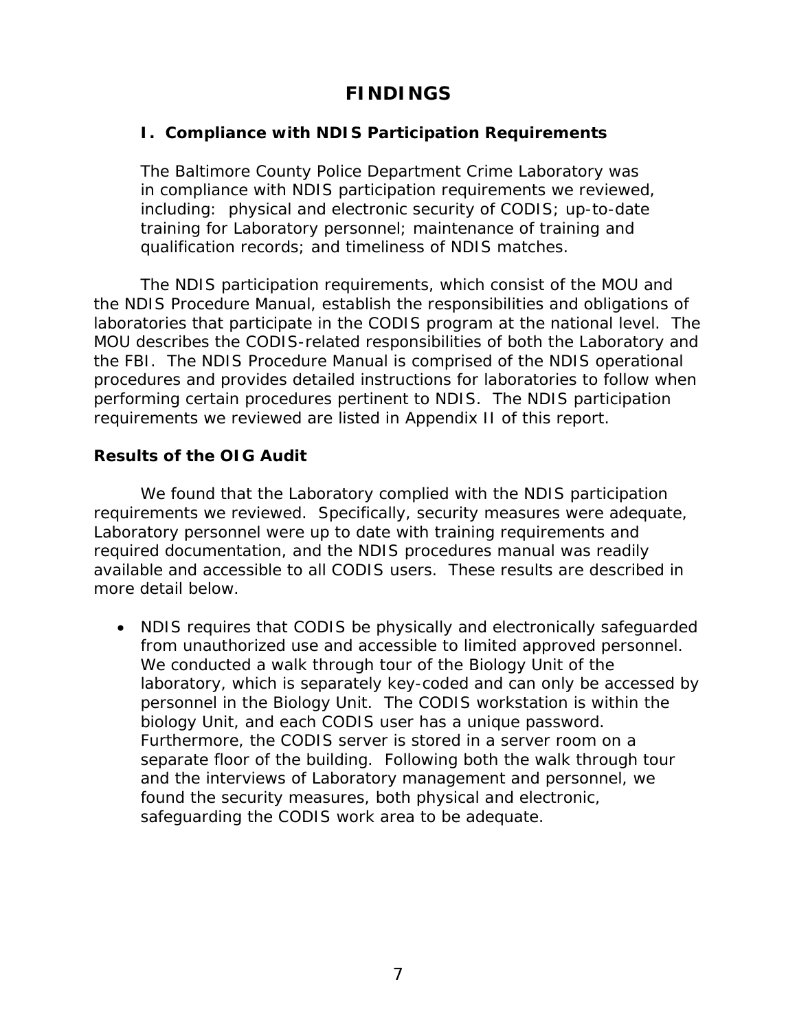# FINDINGS

## I. Compliance with NDIS Participation Requirements

The Baltimore County Police Department Crime Laboratory was in compliance with NDIS participation requirements we reviewed, including: physical and electronic security of CODIS; up-to-date training for Laboratory personnel; maintenance of training and qualification records; and timeliness of NDIS matches.

The NDIS participation requirements, which consist of the MOU and the NDIS Procedure Manual, establish the responsibilities and obligations of laboratories that participate in the CODIS program at the national level. The MOU describes the CODIS-related responsibilities of both the Laboratory and the FBI. The NDIS Procedure Manual is comprised of the NDIS operational procedures and provides detailed instructions for laboratories to follow when performing certain procedures pertinent to NDIS. The NDIS participation requirements we reviewed are listed in Appendix II of this report.

### Results of the OIG Audit

We found that the Laboratory complied with the NDIS participation requirements we reviewed. Specifically, security measures were adequate, Laboratory personnel were up to date with training requirements and required documentation, and the NDIS procedures manual was readily available and accessible to all CODIS users. These results are described in more detail below.

- NDIS requires that CODIS be physically and electronically safeguarded from unauthorized use and accessible to limited approved personnel. We conducted a walk through tour of the Biology Unit of the laboratory, which is separately key-coded and can only be accessed by personnel in the Biology Unit. The CODIS workstation is within the biology Unit, and each CODIS user has a unique password. Furthermore, the CODIS server is stored in a server room on a separate floor of the building. Following both the walk through tour and the interviews of Laboratory management and personnel, we found the security measures, both physical and electronic, safeguarding the CODIS work area to be adequate.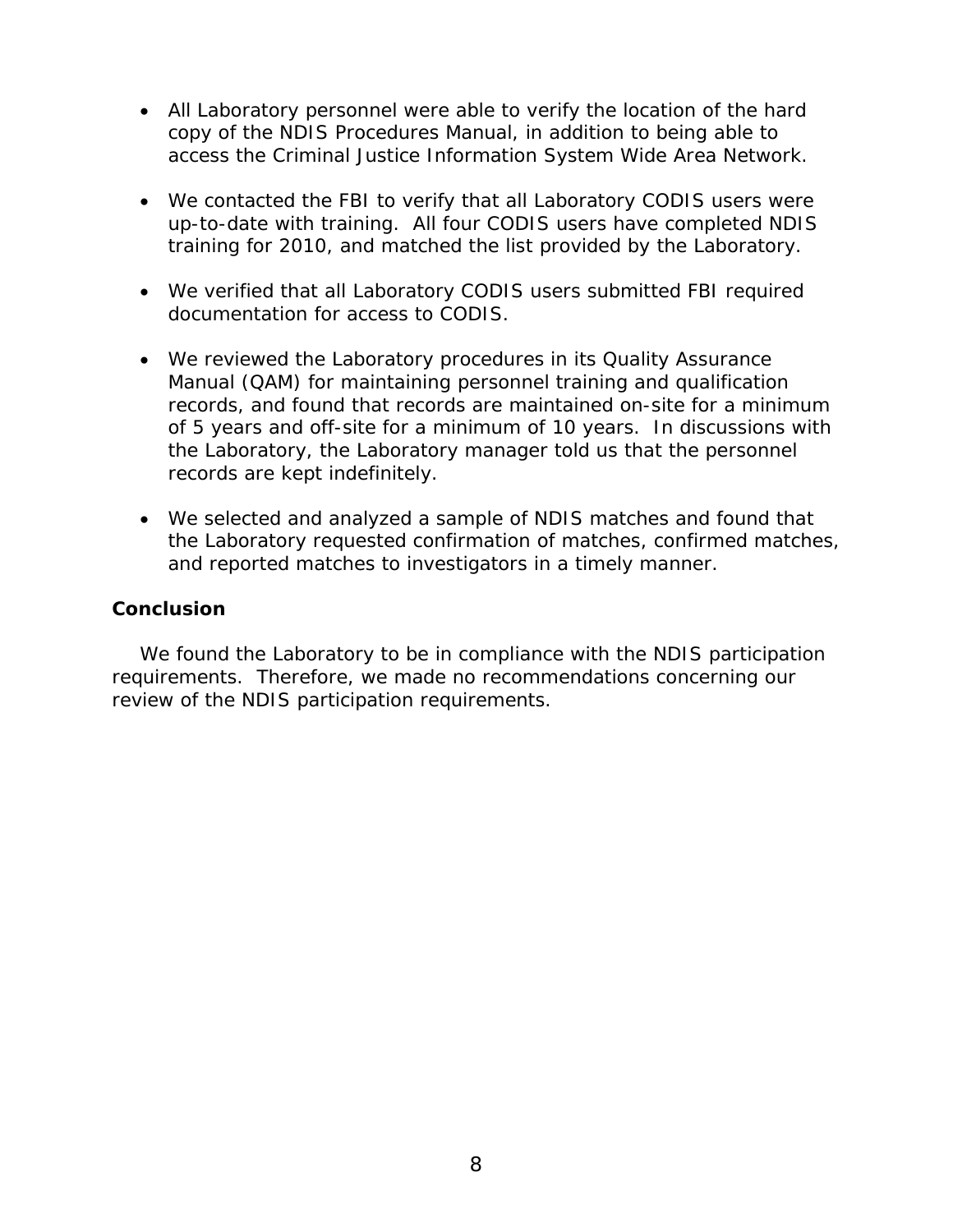- All Laboratory personnel were able to verify the location of the hard copy of the NDIS Procedures Manual, in addition to being able to access the Criminal Justice Information System Wide Area Network.

- We contacted the FBI to verify that all Laboratory CODIS users were up-to-date with training. All four CODIS users have completed NDIS training for 2010, and matched the list provided by the Laboratory.

- We verified that all Laboratory CODIS users submitted FBI required documentation for access to CODIS.

- We reviewed the Laboratory procedures in its Quality Assurance Manual (QAM) for maintaining personnel training and qualification records, and found that records are maintained on-site for a minimum of 5 years and off-site for a minimum of 10 years. In discussions with the Laboratory, the Laboratory manager told us that the personnel records are kept indefinitely.

- We selected and analyzed a sample of NDIS matches and found that the Laboratory requested confirmation of matches, confirmed matches, and reported matches to investigators in a timely manner.

**Conclusion**

We found the Laboratory to be in compliance with the NDIS participation requirements. Therefore, we made no recommendations concerning our review of the NDIS participation requirements.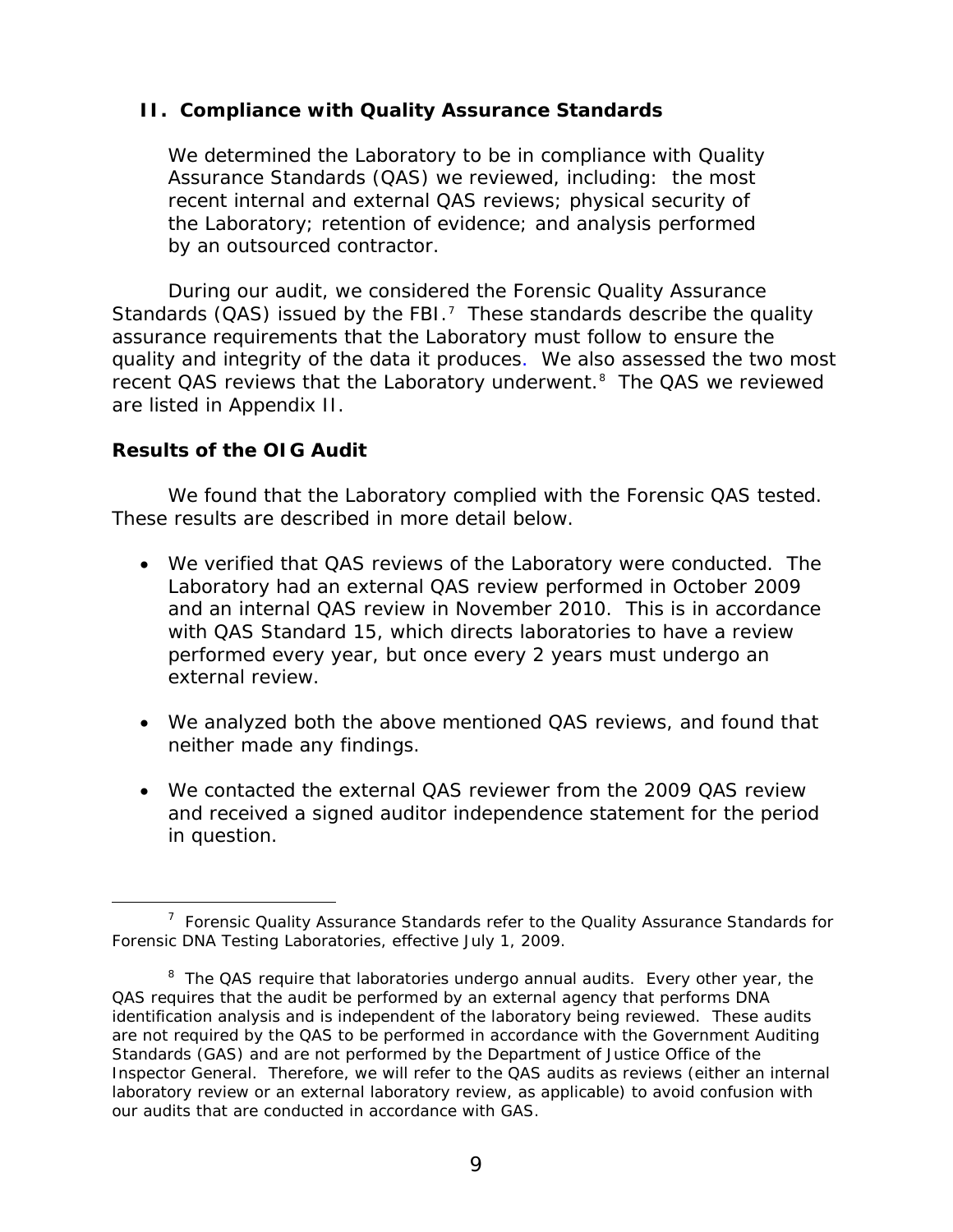## II. Compliance with Quality Assurance Standards

We determined the Laboratory to be in compliance with Quality Assurance Standards (QAS) we reviewed, including: the most recent internal and external QAS reviews; physical security of the Laboratory; retention of evidence; and analysis performed by an outsourced contractor.

During our audit, we considered the Forensic Quality Assurance Standards (QAS) issued by the FBI.[7] These standards describe the quality assurance requirements that the Laboratory must follow to ensure the quality and integrity of the data it produces. We also assessed the two most recent QAS reviews that the Laboratory underwent.[8] The QAS we reviewed are listed in Appendix II.

### Results of the OIG Audit

We found that the Laboratory complied with the Forensic QAS tested. These results are described in more detail below.

- We verified that QAS reviews of the Laboratory were conducted. The Laboratory had an external QAS review performed in October 2009 and an internal QAS review in November 2010. This is in accordance with QAS Standard 15, which directs laboratories to have a review performed every year, but once every 2 years must undergo an external review.
- We analyzed both the above mentioned QAS reviews, and found that neither made any findings.
- We contacted the external QAS reviewer from the 2009 QAS review and received a signed auditor independence statement for the period in question.

---

[7] Forensic Quality Assurance Standards refer to the Quality Assurance Standards for Forensic DNA Testing Laboratories, effective July 1, 2009.

[8] The QAS require that laboratories undergo annual audits. Every other year, the QAS requires that the audit be performed by an external agency that performs DNA identification analysis and is independent of the laboratory being reviewed. These audits are not required by the QAS to be performed in accordance with the Government Auditing Standards (GAS) and are not performed by the Department of Justice Office of the Inspector General. Therefore, we will refer to the QAS audits as reviews (either an internal laboratory review or an external laboratory review, as applicable) to avoid confusion with our audits that are conducted in accordance with GAS.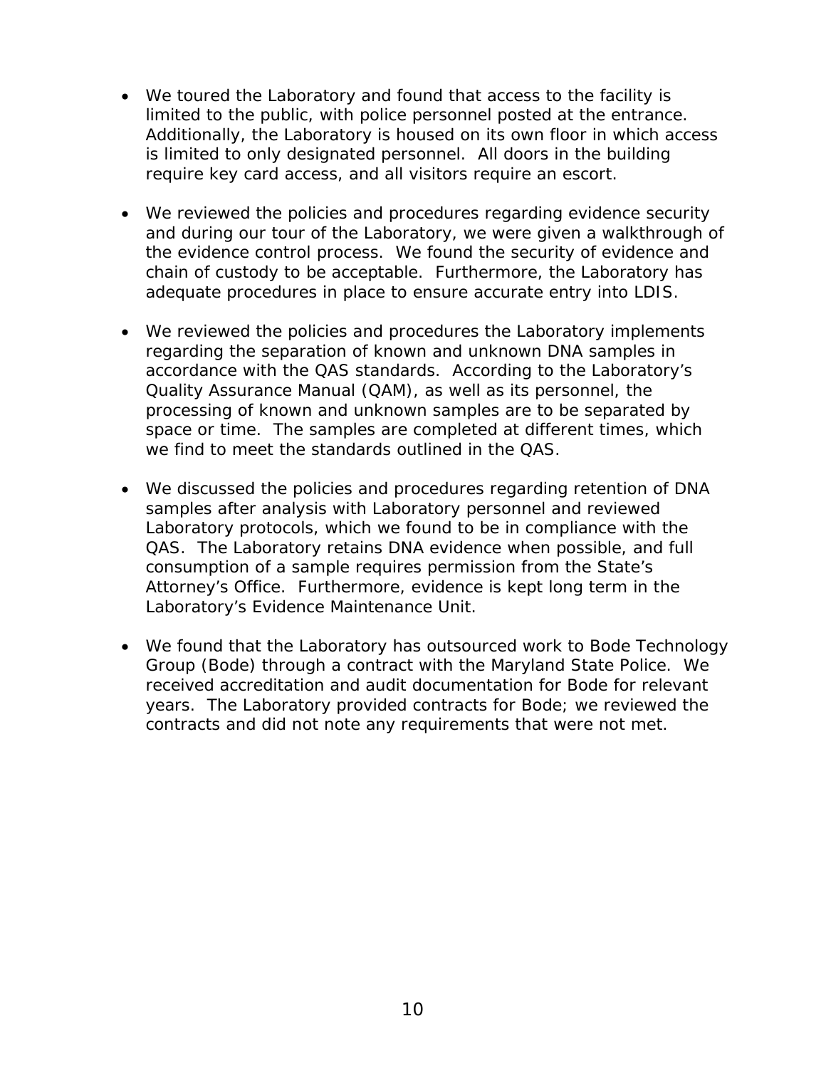- We toured the Laboratory and found that access to the facility is limited to the public, with police personnel posted at the entrance. Additionally, the Laboratory is housed on its own floor in which access is limited to only designated personnel. All doors in the building require key card access, and all visitors require an escort.

- We reviewed the policies and procedures regarding evidence security and during our tour of the Laboratory, we were given a walkthrough of the evidence control process. We found the security of evidence and chain of custody to be acceptable. Furthermore, the Laboratory has adequate procedures in place to ensure accurate entry into LDIS.

- We reviewed the policies and procedures the Laboratory implements regarding the separation of known and unknown DNA samples in accordance with the QAS standards. According to the Laboratory's Quality Assurance Manual (QAM), as well as its personnel, the processing of known and unknown samples are to be separated by space or time. The samples are completed at different times, which we find to meet the standards outlined in the QAS.

- We discussed the policies and procedures regarding retention of DNA samples after analysis with Laboratory personnel and reviewed Laboratory protocols, which we found to be in compliance with the QAS. The Laboratory retains DNA evidence when possible, and full consumption of a sample requires permission from the State's Attorney's Office. Furthermore, evidence is kept long term in the Laboratory's Evidence Maintenance Unit.

- We found that the Laboratory has outsourced work to Bode Technology Group (Bode) through a contract with the Maryland State Police. We received accreditation and audit documentation for Bode for relevant years. The Laboratory provided contracts for Bode; we reviewed the contracts and did not note any requirements that were not met.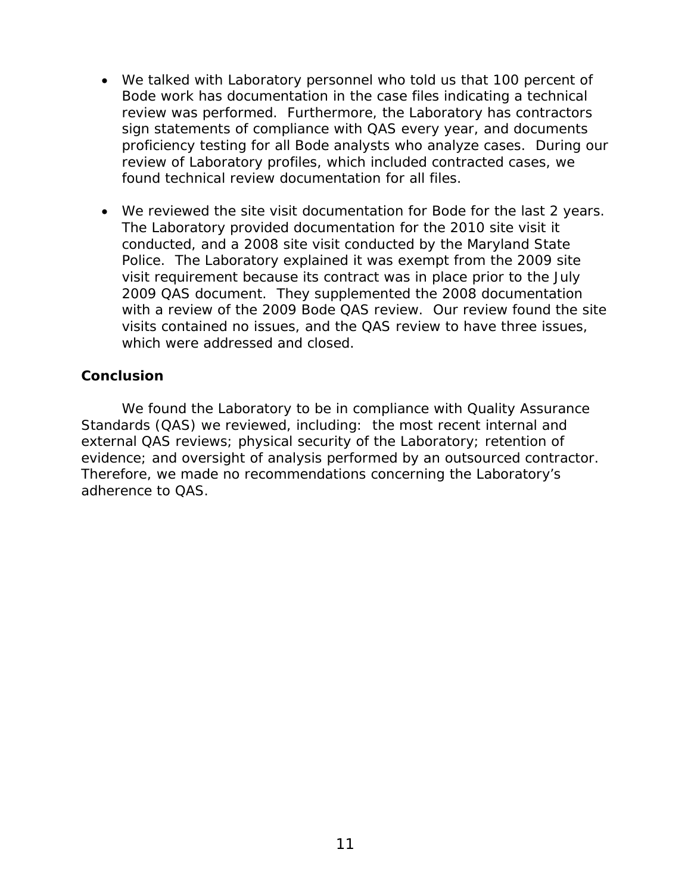- We talked with Laboratory personnel who told us that 100 percent of Bode work has documentation in the case files indicating a technical review was performed. Furthermore, the Laboratory has contractors sign statements of compliance with QAS every year, and documents proficiency testing for all Bode analysts who analyze cases. During our review of Laboratory profiles, which included contracted cases, we found technical review documentation for all files.

- We reviewed the site visit documentation for Bode for the last 2 years. The Laboratory provided documentation for the 2010 site visit it conducted, and a 2008 site visit conducted by the Maryland State Police. The Laboratory explained it was exempt from the 2009 site visit requirement because its contract was in place prior to the July 2009 QAS document. They supplemented the 2008 documentation with a review of the 2009 Bode QAS review. Our review found the site visits contained no issues, and the QAS review to have three issues, which were addressed and closed.

### Conclusion

We found the Laboratory to be in compliance with Quality Assurance Standards (QAS) we reviewed, including: the most recent internal and external QAS reviews; physical security of the Laboratory; retention of evidence; and oversight of analysis performed by an outsourced contractor. Therefore, we made no recommendations concerning the Laboratory's adherence to QAS.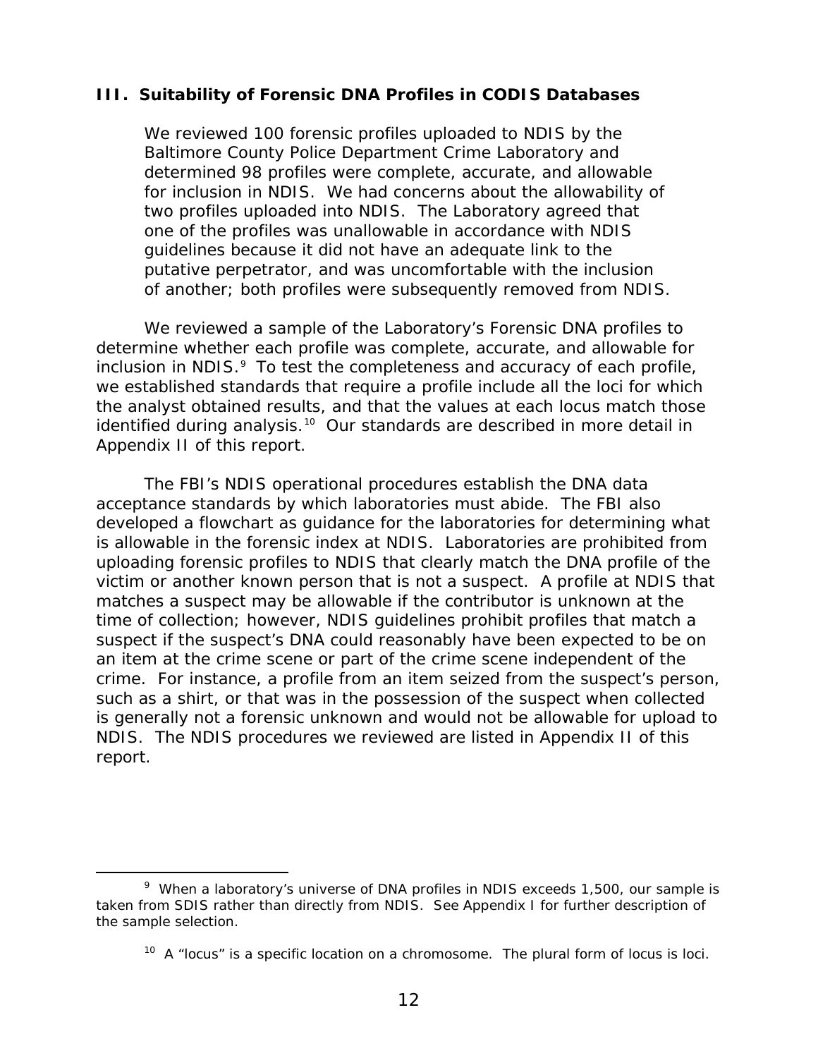## III. Suitability of Forensic DNA Profiles in CODIS Databases

> We reviewed 100 forensic profiles uploaded to NDIS by the Baltimore County Police Department Crime Laboratory and determined 98 profiles were complete, accurate, and allowable for inclusion in NDIS. We had concerns about the allowability of two profiles uploaded into NDIS. The Laboratory agreed that one of the profiles was unallowable in accordance with NDIS guidelines because it did not have an adequate link to the putative perpetrator, and was uncomfortable with the inclusion of another; both profiles were subsequently removed from NDIS.

We reviewed a sample of the Laboratory's Forensic DNA profiles to determine whether each profile was complete, accurate, and allowable for inclusion in NDIS.[9] To test the completeness and accuracy of each profile, we established standards that require a profile include all the loci for which the analyst obtained results, and that the values at each locus match those identified during analysis.[10] Our standards are described in more detail in Appendix II of this report.

The FBI's NDIS operational procedures establish the DNA data acceptance standards by which laboratories must abide. The FBI also developed a flowchart as guidance for the laboratories for determining what is allowable in the forensic index at NDIS. Laboratories are prohibited from uploading forensic profiles to NDIS that clearly match the DNA profile of the victim or another known person that is not a suspect. A profile at NDIS that matches a suspect may be allowable if the contributor is unknown at the time of collection; however, NDIS guidelines prohibit profiles that match a suspect if the suspect's DNA could reasonably have been expected to be on an item at the crime scene or part of the crime scene independent of the crime. For instance, a profile from an item seized from the suspect's person, such as a shirt, or that was in the possession of the suspect when collected is generally not a forensic unknown and would not be allowable for upload to NDIS. The NDIS procedures we reviewed are listed in Appendix II of this report.

---

[9] When a laboratory's universe of DNA profiles in NDIS exceeds 1,500, our sample is taken from SDIS rather than directly from NDIS. See Appendix I for further description of the sample selection.

[10] A "locus" is a specific location on a chromosome. The plural form of locus is loci.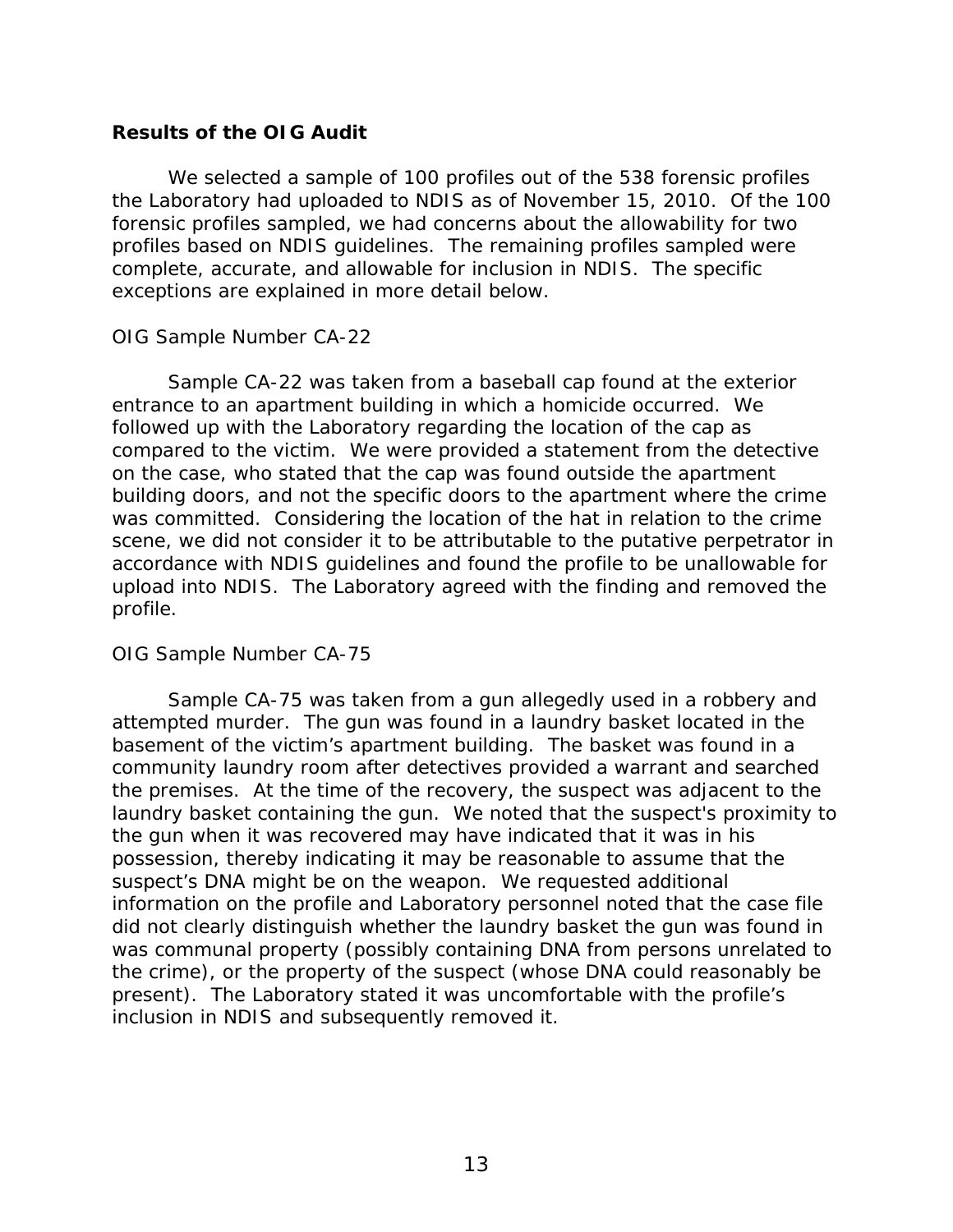**Results of the OIG Audit**

We selected a sample of 100 profiles out of the 538 forensic profiles the Laboratory had uploaded to NDIS as of November 15, 2010. Of the 100 forensic profiles sampled, we had concerns about the allowability for two profiles based on NDIS guidelines. The remaining profiles sampled were complete, accurate, and allowable for inclusion in NDIS. The specific exceptions are explained in more detail below.

OIG Sample Number CA-22

Sample CA-22 was taken from a baseball cap found at the exterior entrance to an apartment building in which a homicide occurred. We followed up with the Laboratory regarding the location of the cap as compared to the victim. We were provided a statement from the detective on the case, who stated that the cap was found outside the apartment building doors, and not the specific doors to the apartment where the crime was committed. Considering the location of the hat in relation to the crime scene, we did not consider it to be attributable to the putative perpetrator in accordance with NDIS guidelines and found the profile to be unallowable for upload into NDIS. The Laboratory agreed with the finding and removed the profile.

OIG Sample Number CA-75

Sample CA-75 was taken from a gun allegedly used in a robbery and attempted murder. The gun was found in a laundry basket located in the basement of the victim's apartment building. The basket was found in a community laundry room after detectives provided a warrant and searched the premises. At the time of the recovery, the suspect was adjacent to the laundry basket containing the gun. We noted that the suspect's proximity to the gun when it was recovered may have indicated that it was in his possession, thereby indicating it may be reasonable to assume that the suspect's DNA might be on the weapon. We requested additional information on the profile and Laboratory personnel noted that the case file did not clearly distinguish whether the laundry basket the gun was found in was communal property (possibly containing DNA from persons unrelated to the crime), or the property of the suspect (whose DNA could reasonably be present). The Laboratory stated it was uncomfortable with the profile's inclusion in NDIS and subsequently removed it.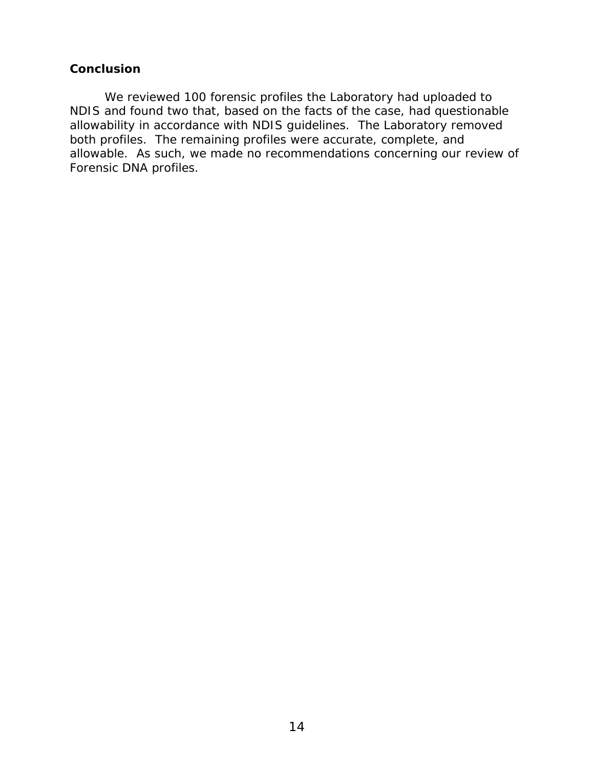### Conclusion

We reviewed 100 forensic profiles the Laboratory had uploaded to NDIS and found two that, based on the facts of the case, had questionable allowability in accordance with NDIS guidelines. The Laboratory removed both profiles. The remaining profiles were accurate, complete, and allowable. As such, we made no recommendations concerning our review of Forensic DNA profiles.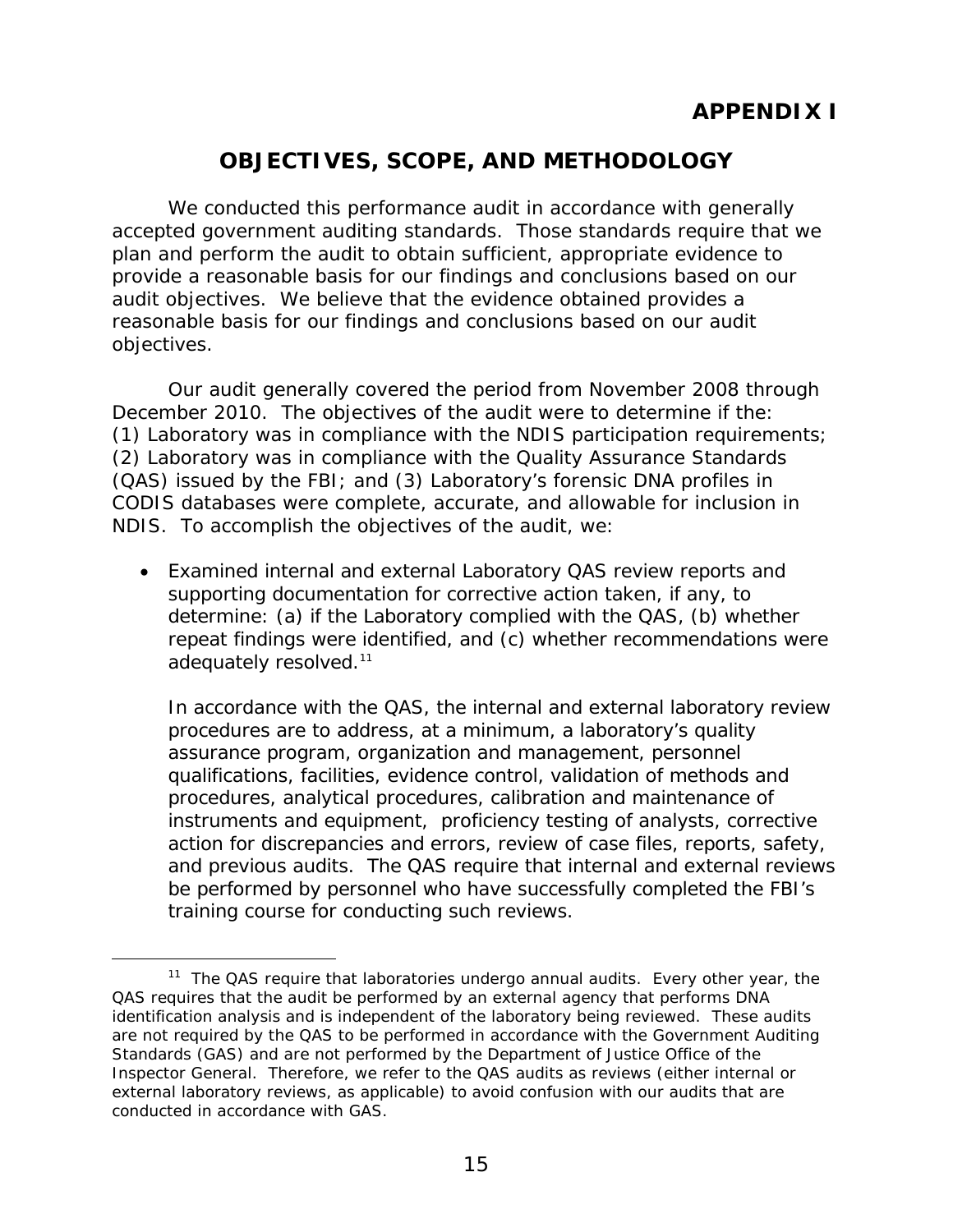# APPENDIX I

## OBJECTIVES, SCOPE, AND METHODOLOGY

We conducted this performance audit in accordance with generally accepted government auditing standards. Those standards require that we plan and perform the audit to obtain sufficient, appropriate evidence to provide a reasonable basis for our findings and conclusions based on our audit objectives. We believe that the evidence obtained provides a reasonable basis for our findings and conclusions based on our audit objectives.

Our audit generally covered the period from November 2008 through December 2010. The objectives of the audit were to determine if the: (1) Laboratory was in compliance with the NDIS participation requirements; (2) Laboratory was in compliance with the Quality Assurance Standards (QAS) issued by the FBI; and (3) Laboratory's forensic DNA profiles in CODIS databases were complete, accurate, and allowable for inclusion in NDIS. To accomplish the objectives of the audit, we:

- Examined internal and external Laboratory QAS review reports and supporting documentation for corrective action taken, if any, to determine: (a) if the Laboratory complied with the QAS, (b) whether repeat findings were identified, and (c) whether recommendations were adequately resolved.[11]

  In accordance with the QAS, the internal and external laboratory review procedures are to address, at a minimum, a laboratory's quality assurance program, organization and management, personnel qualifications, facilities, evidence control, validation of methods and procedures, analytical procedures, calibration and maintenance of instruments and equipment, proficiency testing of analysts, corrective action for discrepancies and errors, review of case files, reports, safety, and previous audits. The QAS require that internal and external reviews be performed by personnel who have successfully completed the FBI's training course for conducting such reviews.

---

[11] The QAS require that laboratories undergo annual audits. Every other year, the QAS requires that the audit be performed by an external agency that performs DNA identification analysis and is independent of the laboratory being reviewed. These audits are not required by the QAS to be performed in accordance with the Government Auditing Standards (GAS) and are not performed by the Department of Justice Office of the Inspector General. Therefore, we refer to the QAS audits as reviews (either internal or external laboratory reviews, as applicable) to avoid confusion with our audits that are conducted in accordance with GAS.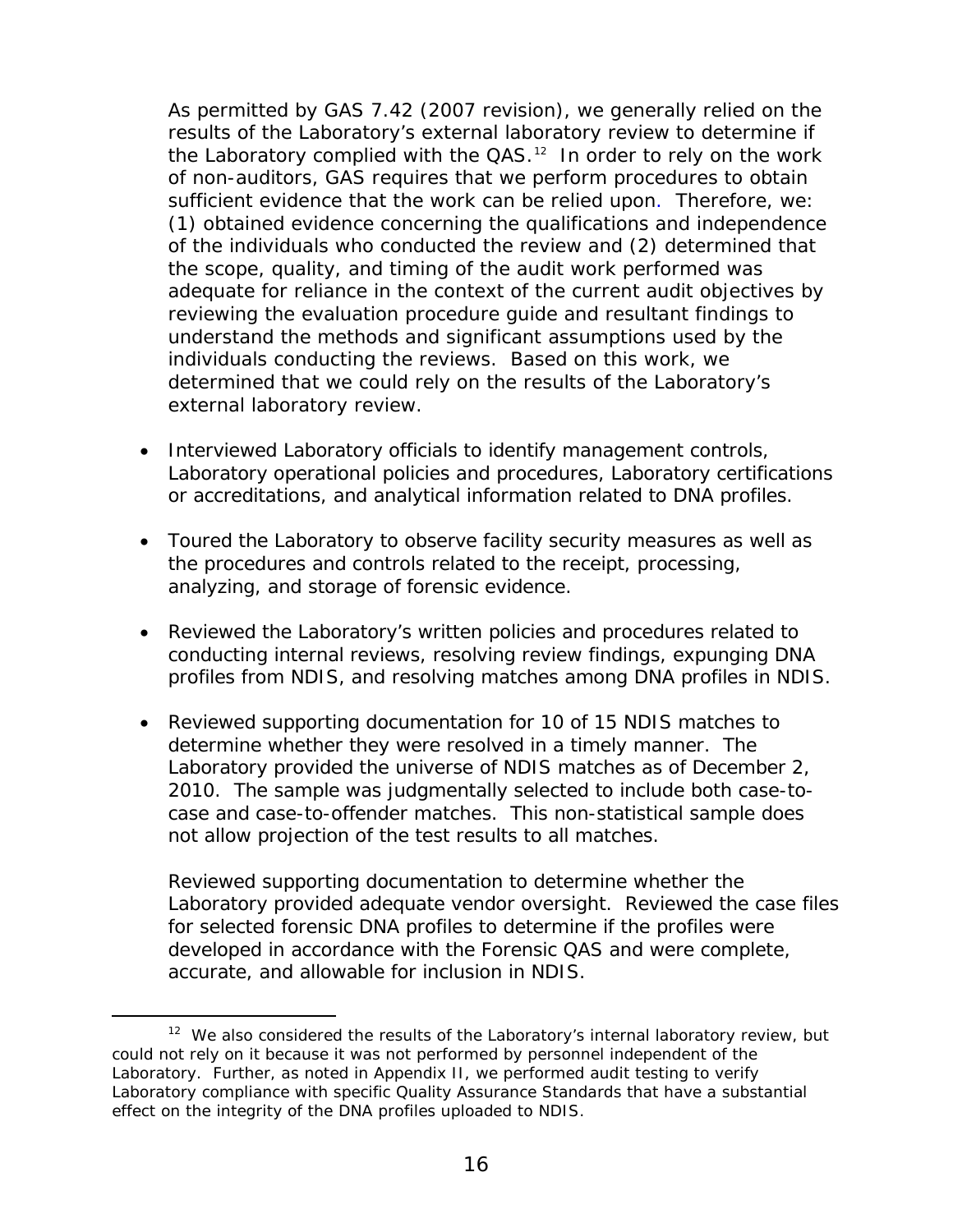As permitted by GAS 7.42 (2007 revision), we generally relied on the results of the Laboratory's external laboratory review to determine if the Laboratory complied with the QAS.[12] In order to rely on the work of non-auditors, GAS requires that we perform procedures to obtain sufficient evidence that the work can be relied upon. Therefore, we: (1) obtained evidence concerning the qualifications and independence of the individuals who conducted the review and (2) determined that the scope, quality, and timing of the audit work performed was adequate for reliance in the context of the current audit objectives by reviewing the evaluation procedure guide and resultant findings to understand the methods and significant assumptions used by the individuals conducting the reviews. Based on this work, we determined that we could rely on the results of the Laboratory's external laboratory review.

- Interviewed Laboratory officials to identify management controls, Laboratory operational policies and procedures, Laboratory certifications or accreditations, and analytical information related to DNA profiles.

- Toured the Laboratory to observe facility security measures as well as the procedures and controls related to the receipt, processing, analyzing, and storage of forensic evidence.

- Reviewed the Laboratory's written policies and procedures related to conducting internal reviews, resolving review findings, expunging DNA profiles from NDIS, and resolving matches among DNA profiles in NDIS.

- Reviewed supporting documentation for 10 of 15 NDIS matches to determine whether they were resolved in a timely manner. The Laboratory provided the universe of NDIS matches as of December 2, 2010. The sample was judgmentally selected to include both case-to-case and case-to-offender matches. This non-statistical sample does not allow projection of the test results to all matches.

  Reviewed supporting documentation to determine whether the Laboratory provided adequate vendor oversight. Reviewed the case files for selected forensic DNA profiles to determine if the profiles were developed in accordance with the Forensic QAS and were complete, accurate, and allowable for inclusion in NDIS.

---

[12] We also considered the results of the Laboratory's internal laboratory review, but could not rely on it because it was not performed by personnel independent of the Laboratory. Further, as noted in Appendix II, we performed audit testing to verify Laboratory compliance with specific Quality Assurance Standards that have a substantial effect on the integrity of the DNA profiles uploaded to NDIS.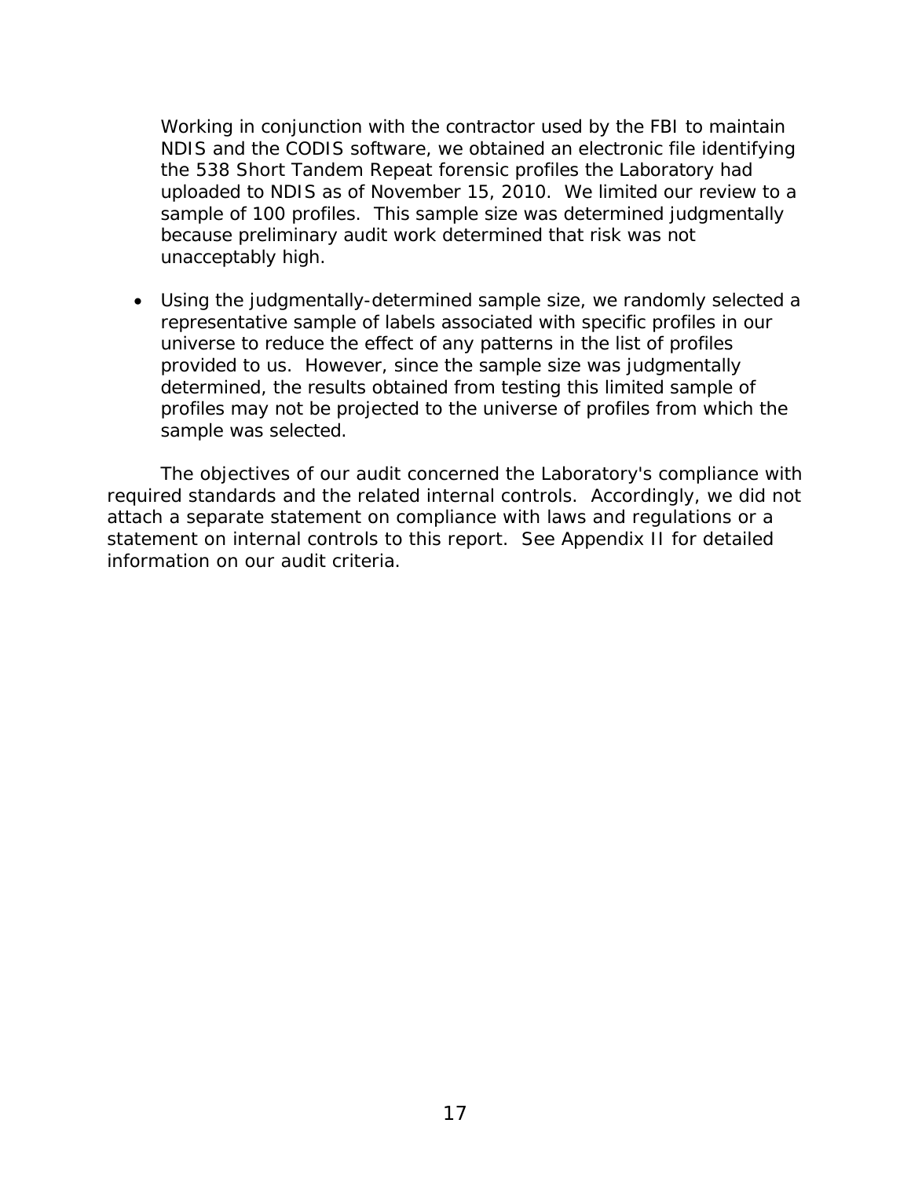Working in conjunction with the contractor used by the FBI to maintain NDIS and the CODIS software, we obtained an electronic file identifying the 538 Short Tandem Repeat forensic profiles the Laboratory had uploaded to NDIS as of November 15, 2010. We limited our review to a sample of 100 profiles. This sample size was determined judgmentally because preliminary audit work determined that risk was not unacceptably high.

- Using the judgmentally-determined sample size, we randomly selected a representative sample of labels associated with specific profiles in our universe to reduce the effect of any patterns in the list of profiles provided to us. However, since the sample size was judgmentally determined, the results obtained from testing this limited sample of profiles may not be projected to the universe of profiles from which the sample was selected.

The objectives of our audit concerned the Laboratory's compliance with required standards and the related internal controls. Accordingly, we did not attach a separate statement on compliance with laws and regulations or a statement on internal controls to this report. See Appendix II for detailed information on our audit criteria.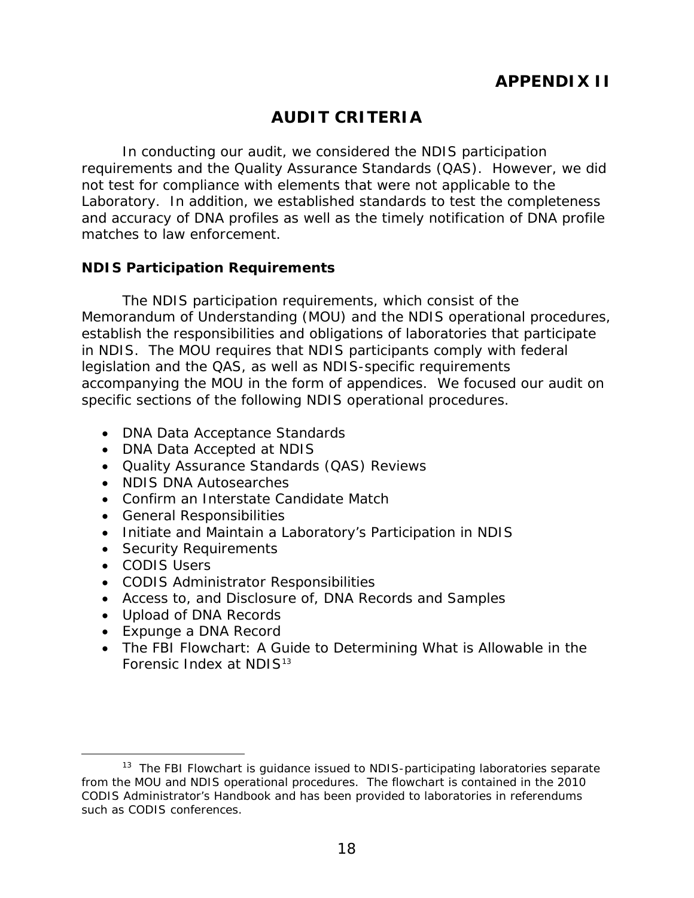# APPENDIX II

## AUDIT CRITERIA

In conducting our audit, we considered the NDIS participation requirements and the Quality Assurance Standards (QAS). However, we did not test for compliance with elements that were not applicable to the Laboratory. In addition, we established standards to test the completeness and accuracy of DNA profiles as well as the timely notification of DNA profile matches to law enforcement.

### NDIS Participation Requirements

The NDIS participation requirements, which consist of the Memorandum of Understanding (MOU) and the NDIS operational procedures, establish the responsibilities and obligations of laboratories that participate in NDIS. The MOU requires that NDIS participants comply with federal legislation and the QAS, as well as NDIS-specific requirements accompanying the MOU in the form of appendices. We focused our audit on specific sections of the following NDIS operational procedures.

- DNA Data Acceptance Standards
- DNA Data Accepted at NDIS
- Quality Assurance Standards (QAS) Reviews
- NDIS DNA Autosearches
- Confirm an Interstate Candidate Match
- General Responsibilities
- Initiate and Maintain a Laboratory's Participation in NDIS
- Security Requirements
- CODIS Users
- CODIS Administrator Responsibilities
- Access to, and Disclosure of, DNA Records and Samples
- Upload of DNA Records
- Expunge a DNA Record
- The FBI Flowchart: A Guide to Determining What is Allowable in the Forensic Index at NDIS[13]

[13] The FBI Flowchart is guidance issued to NDIS-participating laboratories separate from the MOU and NDIS operational procedures. The flowchart is contained in the 2010 CODIS Administrator's Handbook and has been provided to laboratories in referendums such as CODIS conferences.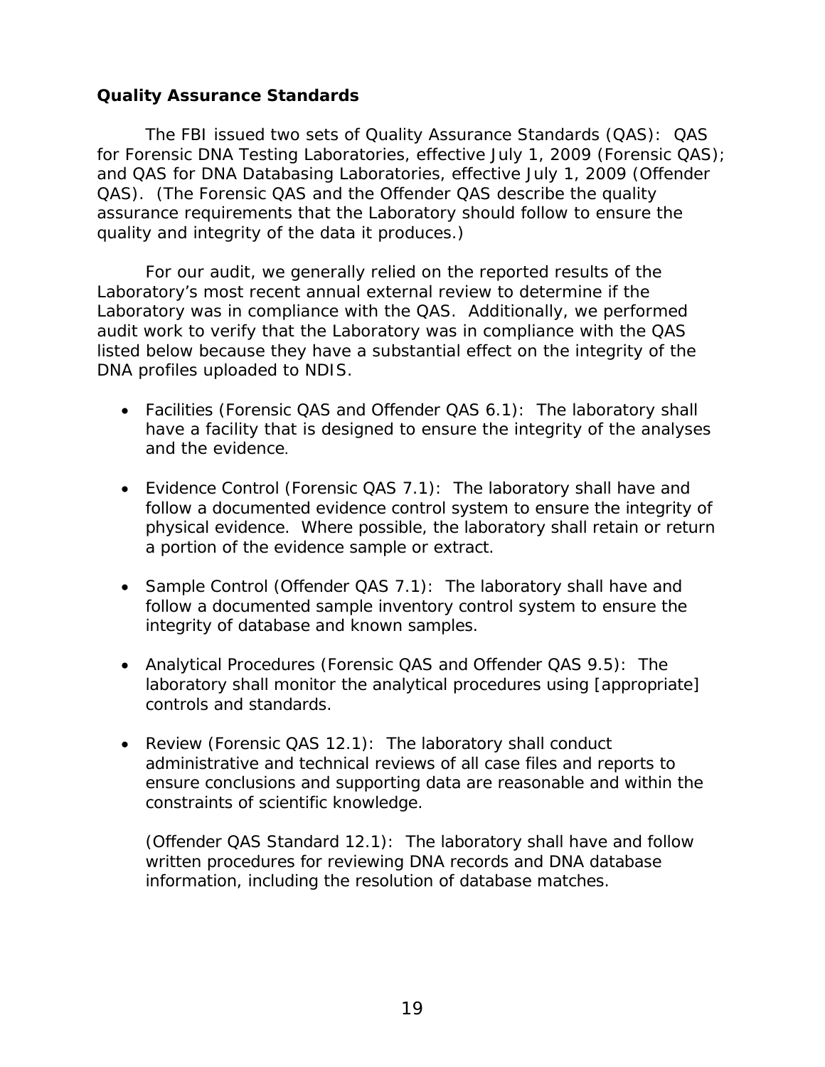### Quality Assurance Standards

The FBI issued two sets of Quality Assurance Standards (QAS): QAS for Forensic DNA Testing Laboratories, effective July 1, 2009 (Forensic QAS); and QAS for DNA Databasing Laboratories, effective July 1, 2009 (Offender QAS). (The Forensic QAS and the Offender QAS describe the quality assurance requirements that the Laboratory should follow to ensure the quality and integrity of the data it produces.)

For our audit, we generally relied on the reported results of the Laboratory's most recent annual external review to determine if the Laboratory was in compliance with the QAS. Additionally, we performed audit work to verify that the Laboratory was in compliance with the QAS listed below because they have a substantial effect on the integrity of the DNA profiles uploaded to NDIS.

- Facilities (Forensic QAS and Offender QAS 6.1): The laboratory shall have a facility that is designed to ensure the integrity of the analyses and the evidence.

- Evidence Control (Forensic QAS 7.1): The laboratory shall have and follow a documented evidence control system to ensure the integrity of physical evidence. Where possible, the laboratory shall retain or return a portion of the evidence sample or extract.

- Sample Control (Offender QAS 7.1): The laboratory shall have and follow a documented sample inventory control system to ensure the integrity of database and known samples.

- Analytical Procedures (Forensic QAS and Offender QAS 9.5): The laboratory shall monitor the analytical procedures using [appropriate] controls and standards.

- Review (Forensic QAS 12.1): The laboratory shall conduct administrative and technical reviews of all case files and reports to ensure conclusions and supporting data are reasonable and within the constraints of scientific knowledge.

  (Offender QAS Standard 12.1): The laboratory shall have and follow written procedures for reviewing DNA records and DNA database information, including the resolution of database matches.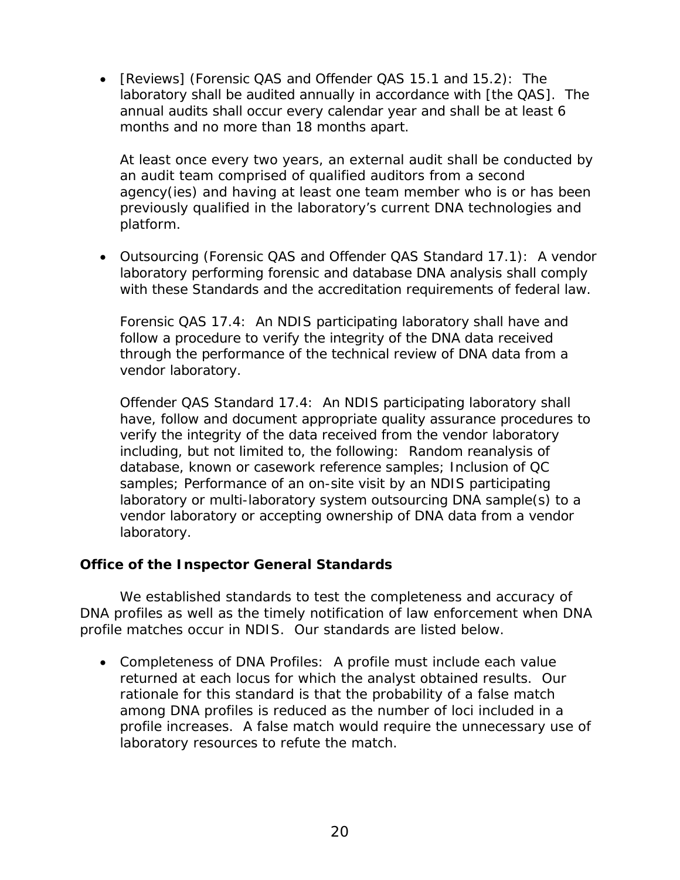- [Reviews] (Forensic QAS and Offender QAS 15.1 and 15.2): The laboratory shall be audited annually in accordance with [the QAS]. The annual audits shall occur every calendar year and shall be at least 6 months and no more than 18 months apart.

  At least once every two years, an external audit shall be conducted by an audit team comprised of qualified auditors from a second agency(ies) and having at least one team member who is or has been previously qualified in the laboratory's current DNA technologies and platform.

- Outsourcing (Forensic QAS and Offender QAS Standard 17.1): A vendor laboratory performing forensic and database DNA analysis shall comply with these Standards and the accreditation requirements of federal law.

  Forensic QAS 17.4: An NDIS participating laboratory shall have and follow a procedure to verify the integrity of the DNA data received through the performance of the technical review of DNA data from a vendor laboratory.

  Offender QAS Standard 17.4: An NDIS participating laboratory shall have, follow and document appropriate quality assurance procedures to verify the integrity of the data received from the vendor laboratory including, but not limited to, the following: Random reanalysis of database, known or casework reference samples; Inclusion of QC samples; Performance of an on-site visit by an NDIS participating laboratory or multi-laboratory system outsourcing DNA sample(s) to a vendor laboratory or accepting ownership of DNA data from a vendor laboratory.

**Office of the Inspector General Standards**

We established standards to test the completeness and accuracy of DNA profiles as well as the timely notification of law enforcement when DNA profile matches occur in NDIS. Our standards are listed below.

- Completeness of DNA Profiles: A profile must include each value returned at each locus for which the analyst obtained results. Our rationale for this standard is that the probability of a false match among DNA profiles is reduced as the number of loci included in a profile increases. A false match would require the unnecessary use of laboratory resources to refute the match.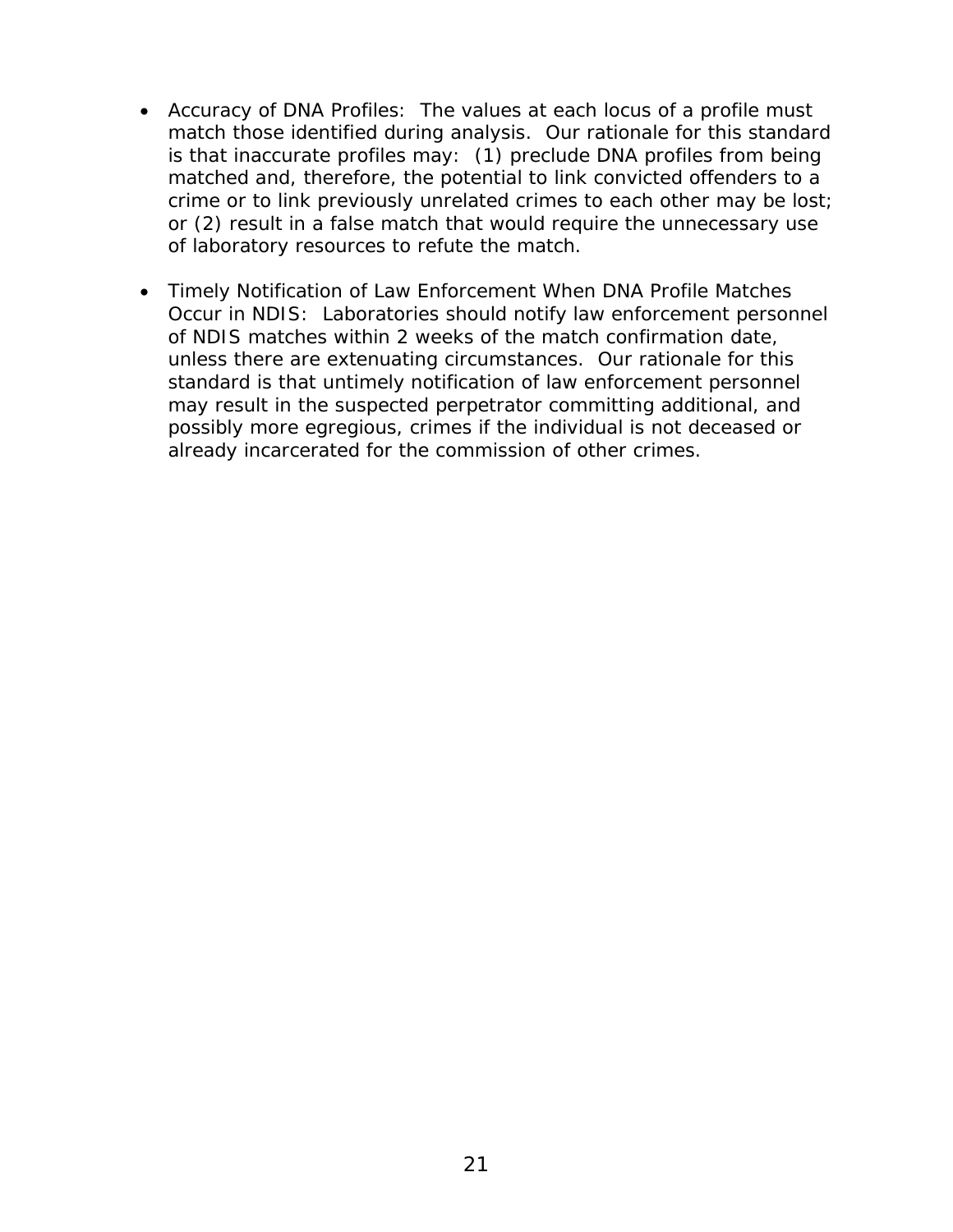- Accuracy of DNA Profiles: The values at each locus of a profile must match those identified during analysis. Our rationale for this standard is that inaccurate profiles may: (1) preclude DNA profiles from being matched and, therefore, the potential to link convicted offenders to a crime or to link previously unrelated crimes to each other may be lost; or (2) result in a false match that would require the unnecessary use of laboratory resources to refute the match.

- Timely Notification of Law Enforcement When DNA Profile Matches Occur in NDIS: Laboratories should notify law enforcement personnel of NDIS matches within 2 weeks of the match confirmation date, unless there are extenuating circumstances. Our rationale for this standard is that untimely notification of law enforcement personnel may result in the suspected perpetrator committing additional, and possibly more egregious, crimes if the individual is not deceased or already incarcerated for the commission of other crimes.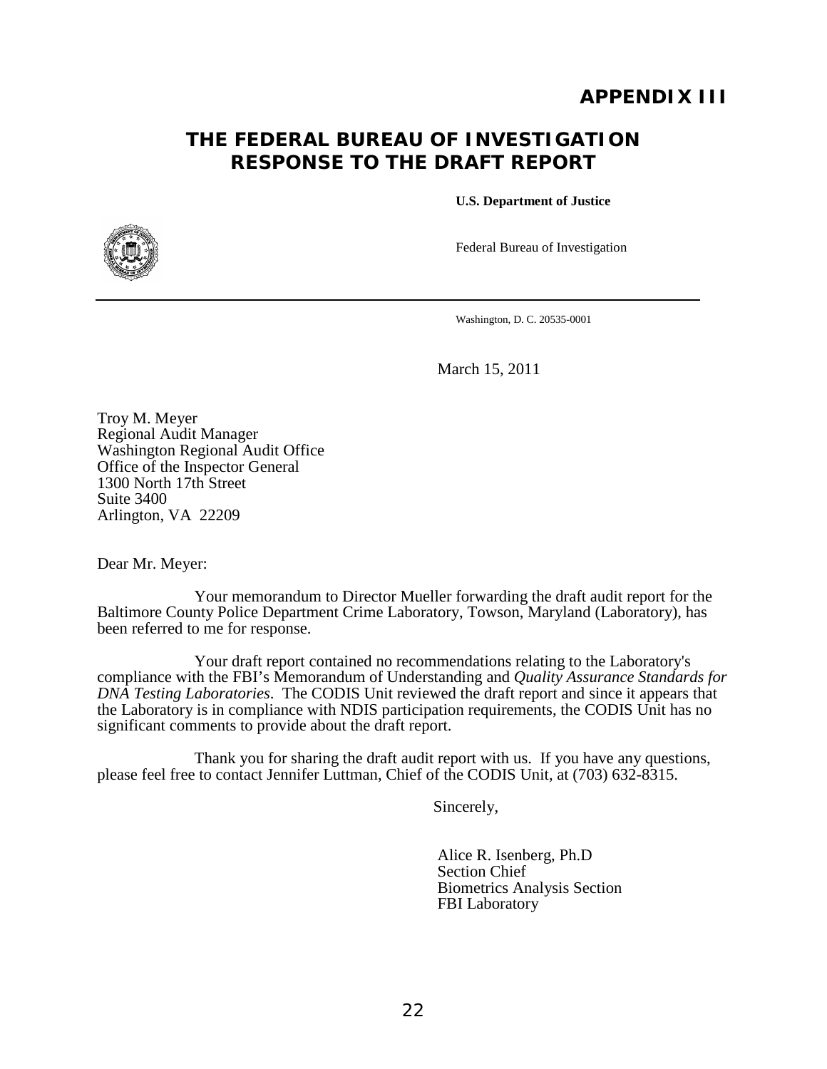# APPENDIX III

## THE FEDERAL BUREAU OF INVESTIGATION RESPONSE TO THE DRAFT REPORT

**U.S. Department of Justice**

Federal Bureau of Investigation

Washington, D. C. 20535-0001

March 15, 2011

Troy M. Meyer
Regional Audit Manager
Washington Regional Audit Office
Office of the Inspector General
1300 North 17th Street
Suite 3400
Arlington, VA 22209

Dear Mr. Meyer:

Your memorandum to Director Mueller forwarding the draft audit report for the Baltimore County Police Department Crime Laboratory, Towson, Maryland (Laboratory), has been referred to me for response.

Your draft report contained no recommendations relating to the Laboratory's compliance with the FBI's Memorandum of Understanding and *Quality Assurance Standards for DNA Testing Laboratories*. The CODIS Unit reviewed the draft report and since it appears that the Laboratory is in compliance with NDIS participation requirements, the CODIS Unit has no significant comments to provide about the draft report.

Thank you for sharing the draft audit report with us. If you have any questions, please feel free to contact Jennifer Luttman, Chief of the CODIS Unit, at (703) 632-8315.

Sincerely,

Alice R. Isenberg, Ph.D
Section Chief
Biometrics Analysis Section
FBI Laboratory